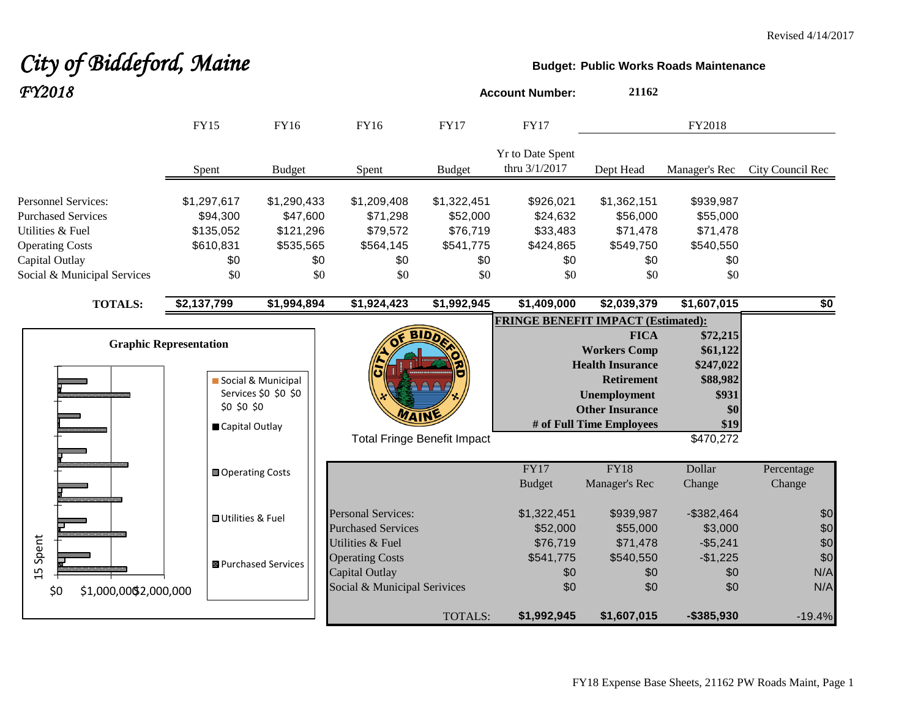Revised 4/14/2017

# City of Biddeford, Maine

## FY2018

**Budget: Public Works Roads Maintenance**

**Account Number:** **21162**

| | FY15 | FY16 | FY16 | FY17 | FY17 | FY2018 | | |
|---|---|---|---|---|---|---|---|---|
| | Spent | Budget | Spent | Budget | Yr to Date Spent thru 3/1/2017 | Dept Head | Manager's Rec | City Council Rec |
| Personnel Services: | $1,297,617 | $1,290,433 | $1,209,408 | $1,322,451 | $926,021 | $1,362,151 | $939,987 | |
| Purchased Services | $94,300 | $47,600 | $71,298 | $52,000 | $24,632 | $56,000 | $55,000 | |
| Utilities & Fuel | $135,052 | $121,296 | $79,572 | $76,719 | $33,483 | $71,478 | $71,478 | |
| Operating Costs | $610,831 | $535,565 | $564,145 | $541,775 | $424,865 | $549,750 | $540,550 | |
| Capital Outlay | $0 | $0 | $0 | $0 | $0 | $0 | $0 | |
| Social & Municipal Services | $0 | $0 | $0 | $0 | $0 | $0 | $0 | |
| **TOTALS:** | **$2,137,799** | **$1,994,894** | **$1,924,423** | **$1,992,945** | **$1,409,000** | **$2,039,379** | **$1,607,015** | **$0** |

**FRINGE BENEFIT IMPACT (Estimated):**

| | |
|---|---|
| **FICA** | **$72,215** |
| **Workers Comp** | **$61,122** |
| **Health Insurance** | **$247,022** |
| **Retirement** | **$88,982** |
| **Unemployment** | **$931** |
| **Other Insurance** | **$0** |
| **# of Full Time Employees** | **$19** |
| Total Fringe Benefit Impact | $470,272 |

**Graphic Representation**

| | FY17 Budget | FY18 Manager's Rec | Dollar Change | Percentage Change |
|---|---|---|---|---|
| Personal Services: | $1,322,451 | $939,987 | -$382,464 | $0 |
| Purchased Services | $52,000 | $55,000 | $3,000 | $0 |
| Utilities & Fuel | $76,719 | $71,478 | -$5,241 | $0 |
| Operating Costs | $541,775 | $540,550 | -$1,225 | $0 |
| Capital Outlay | $0 | $0 | $0 | N/A |
| Social & Municipal Serivices | $0 | $0 | $0 | N/A |
| TOTALS: | **$1,992,945** | **$1,607,015** | **-$385,930** | -19.4% |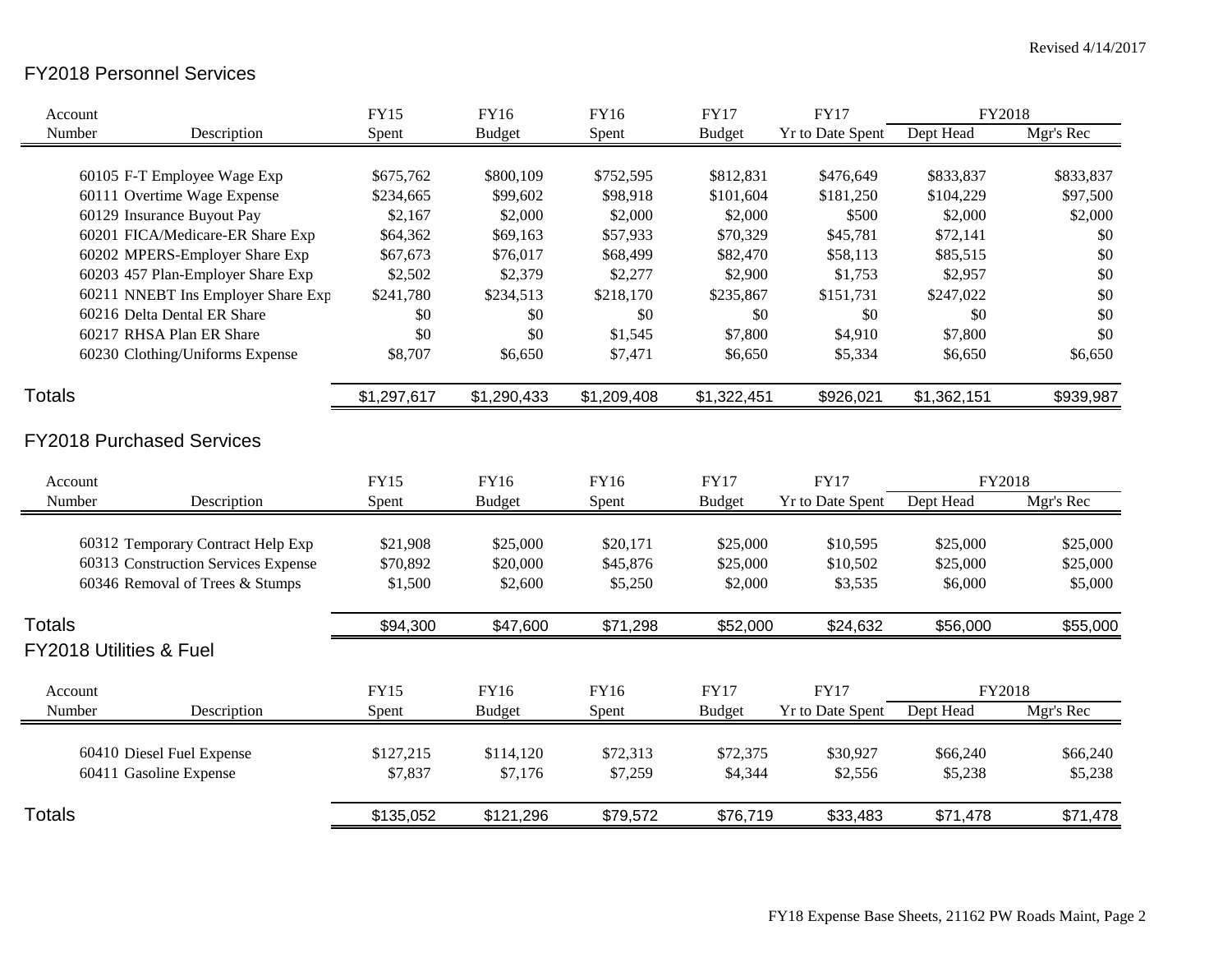Revised 4/14/2017

## FY2018 Personnel Services

| Account Number | Description | FY15 Spent | FY16 Budget | FY16 Spent | FY17 Budget | FY17 Yr to Date Spent | FY2018 Dept Head | FY2018 Mgr's Rec |
|---|---|---|---|---|---|---|---|---|
| 60105 | F-T Employee Wage Exp | $675,762 | $800,109 | $752,595 | $812,831 | $476,649 | $833,837 | $833,837 |
| 60111 | Overtime Wage Expense | $234,665 | $99,602 | $98,918 | $101,604 | $181,250 | $104,229 | $97,500 |
| 60129 | Insurance Buyout Pay | $2,167 | $2,000 | $2,000 | $2,000 | $500 | $2,000 | $2,000 |
| 60201 | FICA/Medicare-ER Share Exp | $64,362 | $69,163 | $57,933 | $70,329 | $45,781 | $72,141 | $0 |
| 60202 | MPERS-Employer Share Exp | $67,673 | $76,017 | $68,499 | $82,470 | $58,113 | $85,515 | $0 |
| 60203 | 457 Plan-Employer Share Exp | $2,502 | $2,379 | $2,277 | $2,900 | $1,753 | $2,957 | $0 |
| 60211 | NNEBT Ins Employer Share Exp | $241,780 | $234,513 | $218,170 | $235,867 | $151,731 | $247,022 | $0 |
| 60216 | Delta Dental ER Share | $0 | $0 | $0 | $0 | $0 | $0 | $0 |
| 60217 | RHSA Plan ER Share | $0 | $0 | $1,545 | $7,800 | $4,910 | $7,800 | $0 |
| 60230 | Clothing/Uniforms Expense | $8,707 | $6,650 | $7,471 | $6,650 | $5,334 | $6,650 | $6,650 |
| **Totals** | | $1,297,617 | $1,290,433 | $1,209,408 | $1,322,451 | $926,021 | $1,362,151 | $939,987 |

## FY2018 Purchased Services

| Account Number | Description | FY15 Spent | FY16 Budget | FY16 Spent | FY17 Budget | FY17 Yr to Date Spent | FY2018 Dept Head | FY2018 Mgr's Rec |
|---|---|---|---|---|---|---|---|---|
| 60312 | Temporary Contract Help Exp | $21,908 | $25,000 | $20,171 | $25,000 | $10,595 | $25,000 | $25,000 |
| 60313 | Construction Services Expense | $70,892 | $20,000 | $45,876 | $25,000 | $10,502 | $25,000 | $25,000 |
| 60346 | Removal of Trees & Stumps | $1,500 | $2,600 | $5,250 | $2,000 | $3,535 | $6,000 | $5,000 |
| **Totals** | | $94,300 | $47,600 | $71,298 | $52,000 | $24,632 | $56,000 | $55,000 |

## FY2018 Utilities & Fuel

| Account Number | Description | FY15 Spent | FY16 Budget | FY16 Spent | FY17 Budget | FY17 Yr to Date Spent | FY2018 Dept Head | FY2018 Mgr's Rec |
|---|---|---|---|---|---|---|---|---|
| 60410 | Diesel Fuel Expense | $127,215 | $114,120 | $72,313 | $72,375 | $30,927 | $66,240 | $66,240 |
| 60411 | Gasoline Expense | $7,837 | $7,176 | $7,259 | $4,344 | $2,556 | $5,238 | $5,238 |
| **Totals** | | $135,052 | $121,296 | $79,572 | $76,719 | $33,483 | $71,478 | $71,478 |

FY18 Expense Base Sheets, 21162 PW Roads Maint, Page 2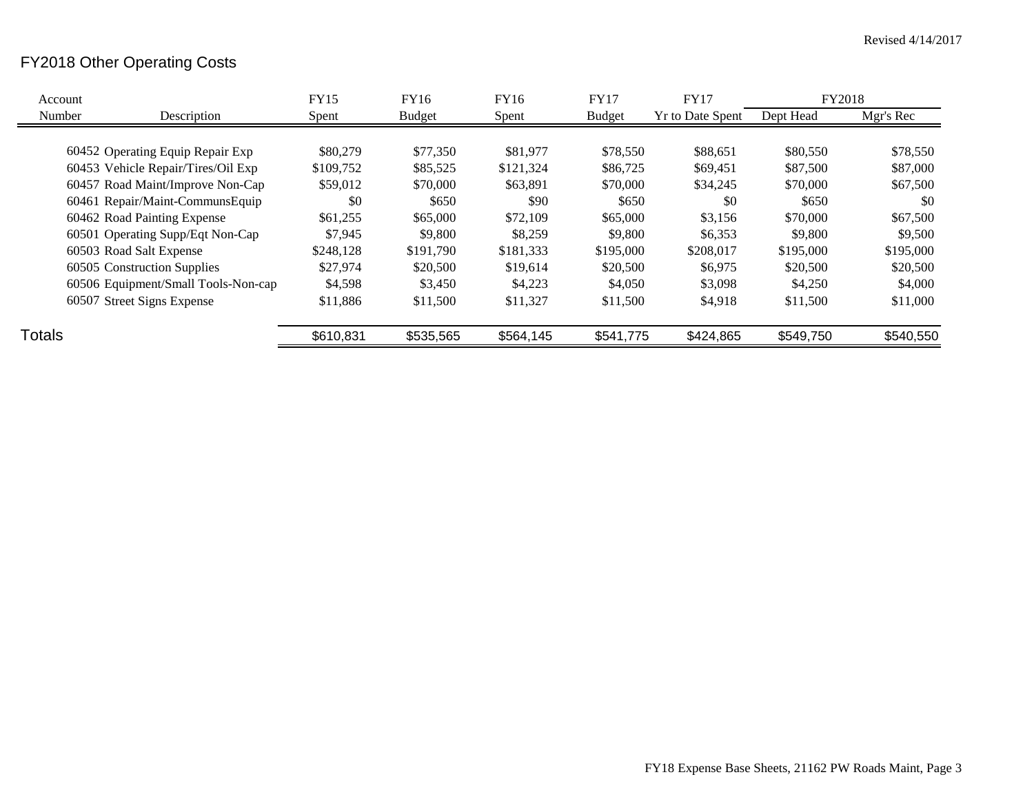Revised 4/14/2017

# FY2018 Other Operating Costs

| Account Number | Description | FY15 Spent | FY16 Budget | FY16 Spent | FY17 Budget | FY17 Yr to Date Spent | FY2018 Dept Head | FY2018 Mgr's Rec |
|---|---|---|---|---|---|---|---|---|
| 60452 | Operating Equip Repair Exp | $80,279 | $77,350 | $81,977 | $78,550 | $88,651 | $80,550 | $78,550 |
| 60453 | Vehicle Repair/Tires/Oil Exp | $109,752 | $85,525 | $121,324 | $86,725 | $69,451 | $87,500 | $87,000 |
| 60457 | Road Maint/Improve Non-Cap | $59,012 | $70,000 | $63,891 | $70,000 | $34,245 | $70,000 | $67,500 |
| 60461 | Repair/Maint-CommunsEquip | $0 | $650 | $90 | $650 | $0 | $650 | $0 |
| 60462 | Road Painting Expense | $61,255 | $65,000 | $72,109 | $65,000 | $3,156 | $70,000 | $67,500 |
| 60501 | Operating Supp/Eqt Non-Cap | $7,945 | $9,800 | $8,259 | $9,800 | $6,353 | $9,800 | $9,500 |
| 60503 | Road Salt Expense | $248,128 | $191,790 | $181,333 | $195,000 | $208,017 | $195,000 | $195,000 |
| 60505 | Construction Supplies | $27,974 | $20,500 | $19,614 | $20,500 | $6,975 | $20,500 | $20,500 |
| 60506 | Equipment/Small Tools-Non-cap | $4,598 | $3,450 | $4,223 | $4,050 | $3,098 | $4,250 | $4,000 |
| 60507 | Street Signs Expense | $11,886 | $11,500 | $11,327 | $11,500 | $4,918 | $11,500 | $11,000 |
| **Totals** | | $610,831 | $535,565 | $564,145 | $541,775 | $424,865 | $549,750 | $540,550 |

FY18 Expense Base Sheets, 21162 PW Roads Maint, Page 3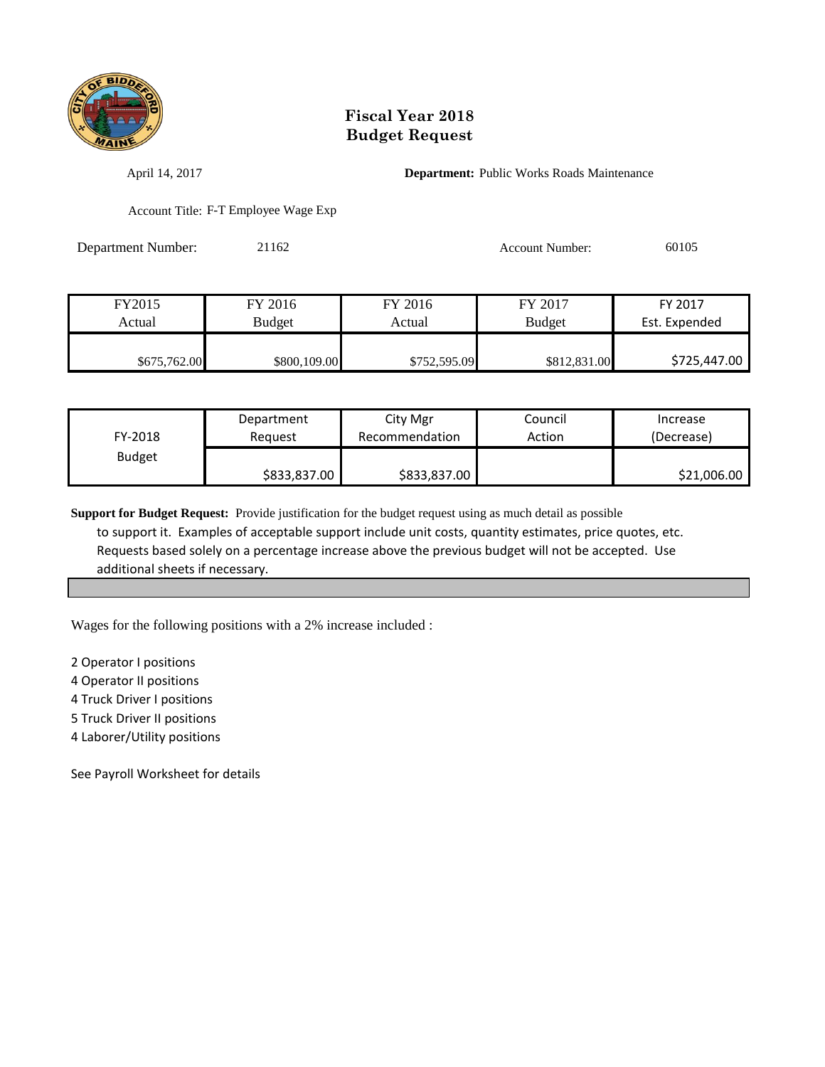# Fiscal Year 2018
# Budget Request

April 14, 2017

**Department:** Public Works Roads Maintenance

Account Title: F-T Employee Wage Exp

Department Number: 21162

Account Number: 60105

| FY2015 Actual | FY 2016 Budget | FY 2016 Actual | FY 2017 Budget | FY 2017 Est. Expended |
|---|---|---|---|---|
| $675,762.00 | $800,109.00 | $752,595.09 | $812,831.00 | $725,447.00 |

| FY-2018 Budget | Department Request | City Mgr Recommendation | Council Action | Increase (Decrease) |
|---|---|---|---|---|
| | $833,837.00 | $833,837.00 | | $21,006.00 |

**Support for Budget Request:** Provide justification for the budget request using as much detail as possible to support it. Examples of acceptable support include unit costs, quantity estimates, price quotes, etc. Requests based solely on a percentage increase above the previous budget will not be accepted. Use additional sheets if necessary.

Wages for the following positions with a 2% increase included :

2 Operator I positions
4 Operator II positions
4 Truck Driver I positions
5 Truck Driver II positions
4 Laborer/Utility positions

See Payroll Worksheet for details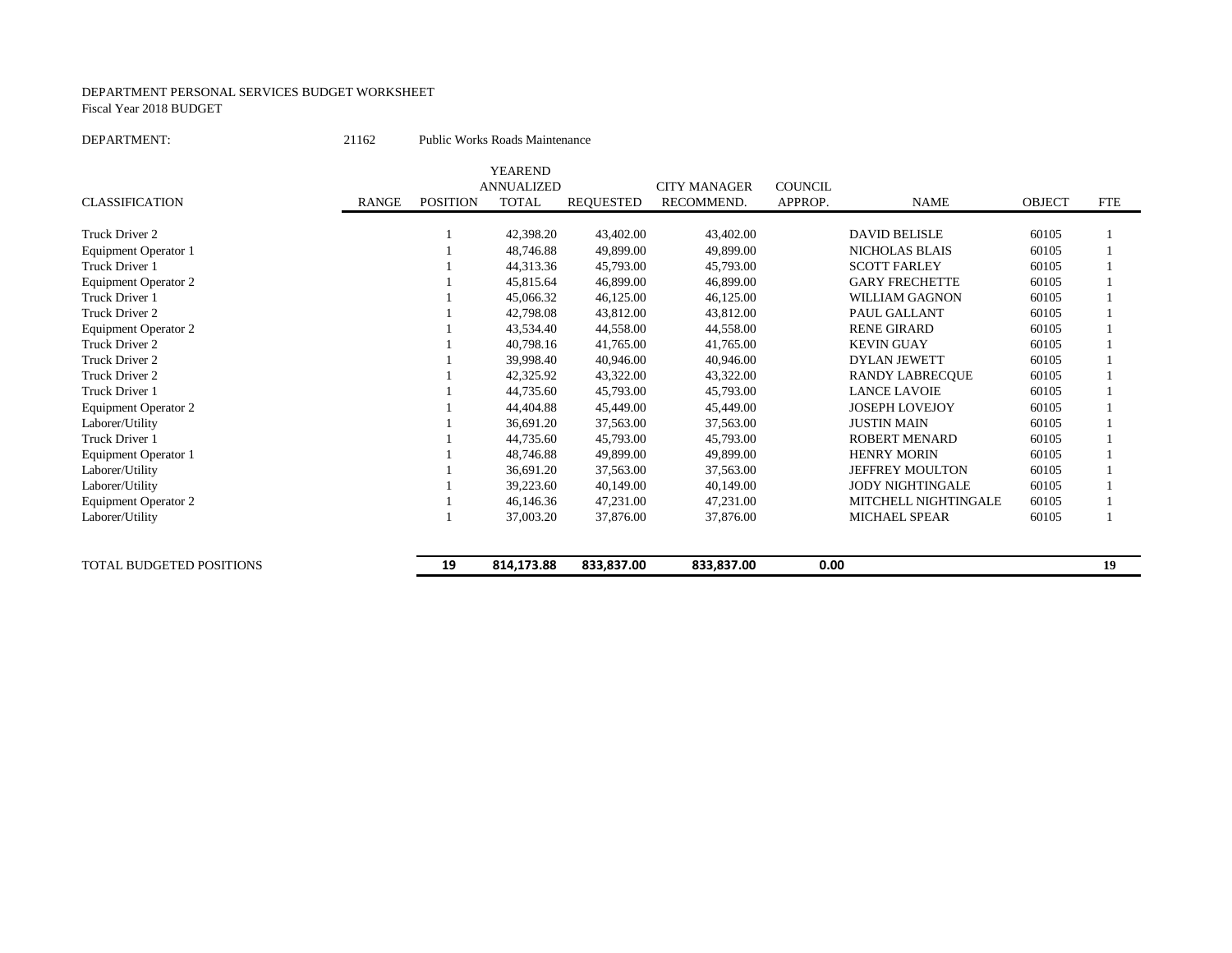DEPARTMENT PERSONAL SERVICES BUDGET WORKSHEET
Fiscal Year 2018 BUDGET

DEPARTMENT: 21162 Public Works Roads Maintenance

| CLASSIFICATION | RANGE | POSITION | YEAREND ANNUALIZED TOTAL | REQUESTED | CITY MANAGER RECOMMEND. | COUNCIL APPROP. | NAME | OBJECT | FTE |
|---|---|---|---|---|---|---|---|---|---|
| Truck Driver 2 | | 1 | 42,398.20 | 43,402.00 | 43,402.00 | | DAVID BELISLE | 60105 | 1 |
| Equipment Operator 1 | | 1 | 48,746.88 | 49,899.00 | 49,899.00 | | NICHOLAS BLAIS | 60105 | 1 |
| Truck Driver 1 | | 1 | 44,313.36 | 45,793.00 | 45,793.00 | | SCOTT FARLEY | 60105 | 1 |
| Equipment Operator 2 | | 1 | 45,815.64 | 46,899.00 | 46,899.00 | | GARY FRECHETTE | 60105 | 1 |
| Truck Driver 1 | | 1 | 45,066.32 | 46,125.00 | 46,125.00 | | WILLIAM GAGNON | 60105 | 1 |
| Truck Driver 2 | | 1 | 42,798.08 | 43,812.00 | 43,812.00 | | PAUL GALLANT | 60105 | 1 |
| Equipment Operator 2 | | 1 | 43,534.40 | 44,558.00 | 44,558.00 | | RENE GIRARD | 60105 | 1 |
| Truck Driver 2 | | 1 | 40,798.16 | 41,765.00 | 41,765.00 | | KEVIN GUAY | 60105 | 1 |
| Truck Driver 2 | | 1 | 39,998.40 | 40,946.00 | 40,946.00 | | DYLAN JEWETT | 60105 | 1 |
| Truck Driver 2 | | 1 | 42,325.92 | 43,322.00 | 43,322.00 | | RANDY LABRECQUE | 60105 | 1 |
| Truck Driver 1 | | 1 | 44,735.60 | 45,793.00 | 45,793.00 | | LANCE LAVOIE | 60105 | 1 |
| Equipment Operator 2 | | 1 | 44,404.88 | 45,449.00 | 45,449.00 | | JOSEPH LOVEJOY | 60105 | 1 |
| Laborer/Utility | | 1 | 36,691.20 | 37,563.00 | 37,563.00 | | JUSTIN MAIN | 60105 | 1 |
| Truck Driver 1 | | 1 | 44,735.60 | 45,793.00 | 45,793.00 | | ROBERT MENARD | 60105 | 1 |
| Equipment Operator 1 | | 1 | 48,746.88 | 49,899.00 | 49,899.00 | | HENRY MORIN | 60105 | 1 |
| Laborer/Utility | | 1 | 36,691.20 | 37,563.00 | 37,563.00 | | JEFFREY MOULTON | 60105 | 1 |
| Laborer/Utility | | 1 | 39,223.60 | 40,149.00 | 40,149.00 | | JODY NIGHTINGALE | 60105 | 1 |
| Equipment Operator 2 | | 1 | 46,146.36 | 47,231.00 | 47,231.00 | | MITCHELL NIGHTINGALE | 60105 | 1 |
| Laborer/Utility | | 1 | 37,003.20 | 37,876.00 | 37,876.00 | | MICHAEL SPEAR | 60105 | 1 |
| TOTAL BUDGETED POSITIONS | | **19** | **814,173.88** | **833,837.00** | **833,837.00** | **0.00** | | | **19** |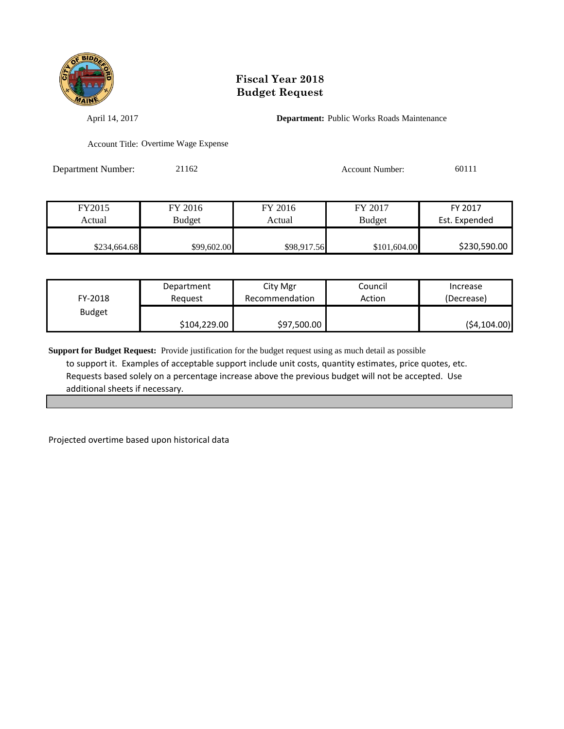# Fiscal Year 2018
# Budget Request

April 14, 2017

**Department:** Public Works Roads Maintenance

Account Title: Overtime Wage Expense

Department Number: 21162

Account Number: 60111

| FY2015 Actual | FY 2016 Budget | FY 2016 Actual | FY 2017 Budget | FY 2017 Est. Expended |
|---|---|---|---|---|
| $234,664.68 | $99,602.00 | $98,917.56 | $101,604.00 | $230,590.00 |

| FY-2018 Budget | Department Request | City Mgr Recommendation | Council Action | Increase (Decrease) |
|---|---|---|---|---|
| | $104,229.00 | $97,500.00 | | ($4,104.00) |

**Support for Budget Request:** Provide justification for the budget request using as much detail as possible to support it. Examples of acceptable support include unit costs, quantity estimates, price quotes, etc. Requests based solely on a percentage increase above the previous budget will not be accepted. Use additional sheets if necessary.

Projected overtime based upon historical data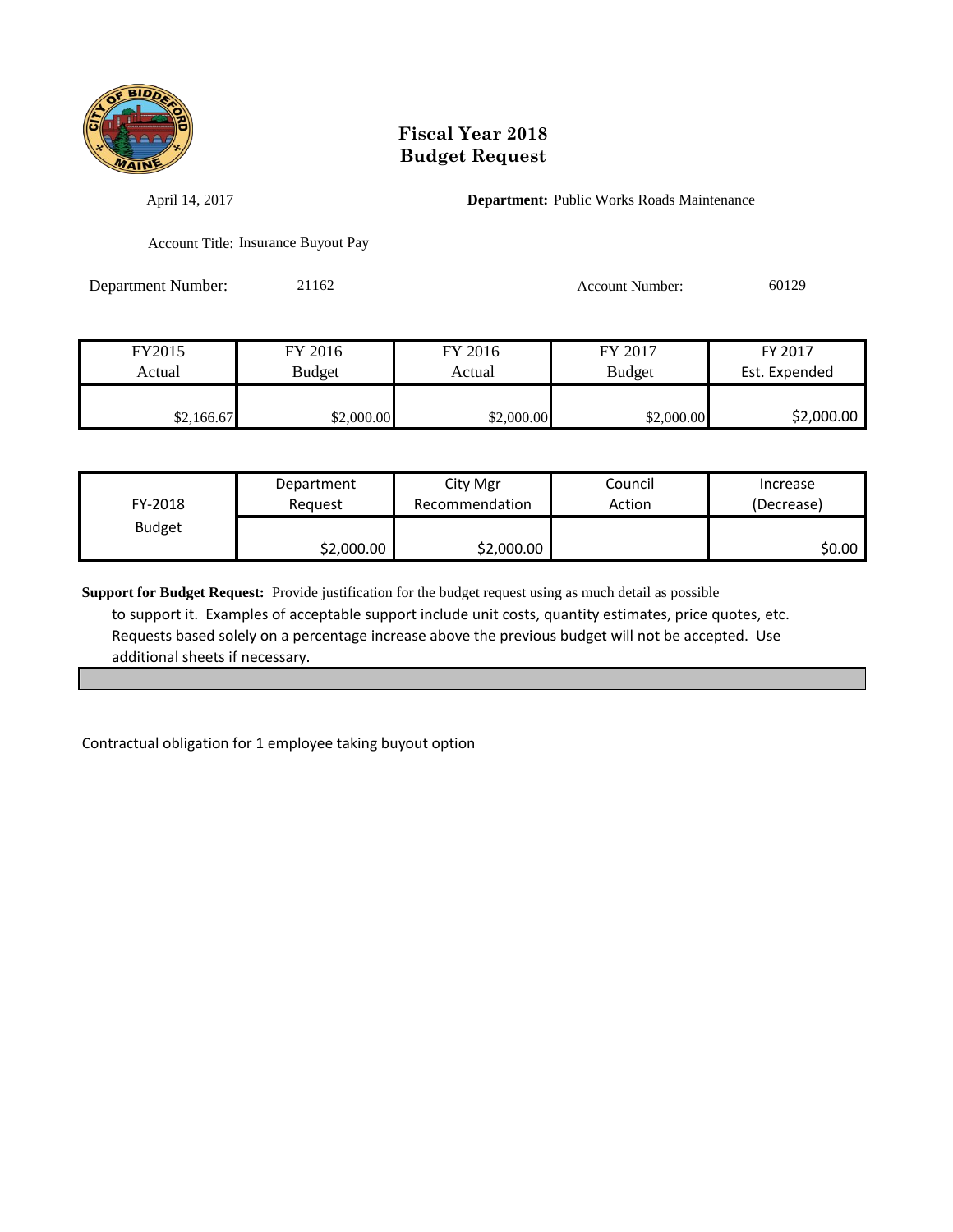# Fiscal Year 2018
# Budget Request

April 14, 2017

**Department:** Public Works Roads Maintenance

Account Title: Insurance Buyout Pay

Department Number: 21162

Account Number: 60129

| FY2015 Actual | FY 2016 Budget | FY 2016 Actual | FY 2017 Budget | FY 2017 Est. Expended |
|---|---|---|---|---|
| $2,166.67 | $2,000.00 | $2,000.00 | $2,000.00 | $2,000.00 |

| FY-2018 Budget | Department Request | City Mgr Recommendation | Council Action | Increase (Decrease) |
|---|---|---|---|---|
| | $2,000.00 | $2,000.00 | | $0.00 |

**Support for Budget Request:** Provide justification for the budget request using as much detail as possible to support it. Examples of acceptable support include unit costs, quantity estimates, price quotes, etc. Requests based solely on a percentage increase above the previous budget will not be accepted. Use additional sheets if necessary.

Contractual obligation for 1 employee taking buyout option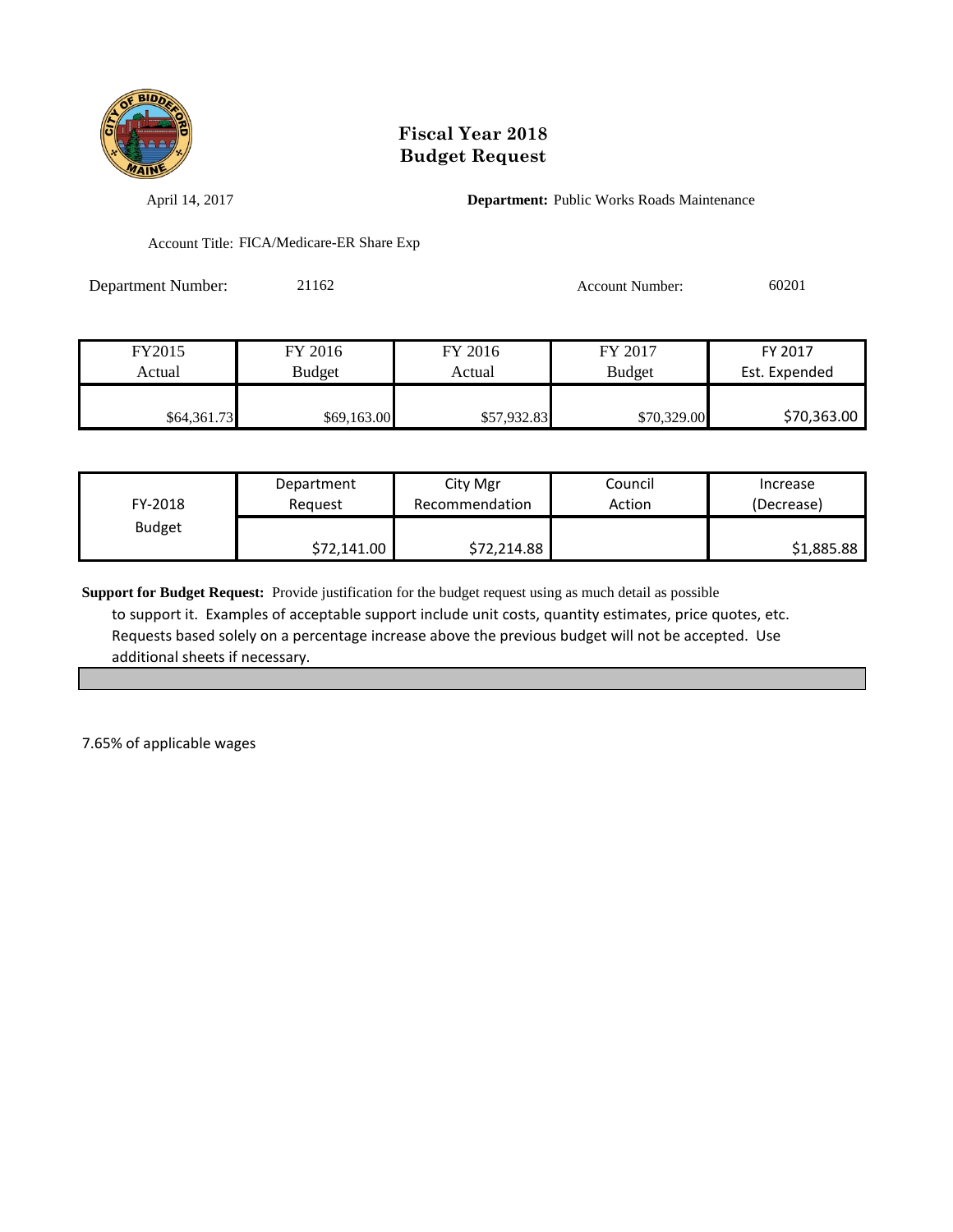# Fiscal Year 2018
# Budget Request

April 14, 2017

**Department:** Public Works Roads Maintenance

Account Title: FICA/Medicare-ER Share Exp

Department Number: 21162

Account Number: 60201

| FY2015 Actual | FY 2016 Budget | FY 2016 Actual | FY 2017 Budget | FY 2017 Est. Expended |
|---|---|---|---|---|
| $64,361.73 | $69,163.00 | $57,932.83 | $70,329.00 | $70,363.00 |

| FY-2018 Budget | Department Request | City Mgr Recommendation | Council Action | Increase (Decrease) |
|---|---|---|---|---|
| | $72,141.00 | $72,214.88 | | $1,885.88 |

**Support for Budget Request:** Provide justification for the budget request using as much detail as possible to support it. Examples of acceptable support include unit costs, quantity estimates, price quotes, etc. Requests based solely on a percentage increase above the previous budget will not be accepted. Use additional sheets if necessary.

7.65% of applicable wages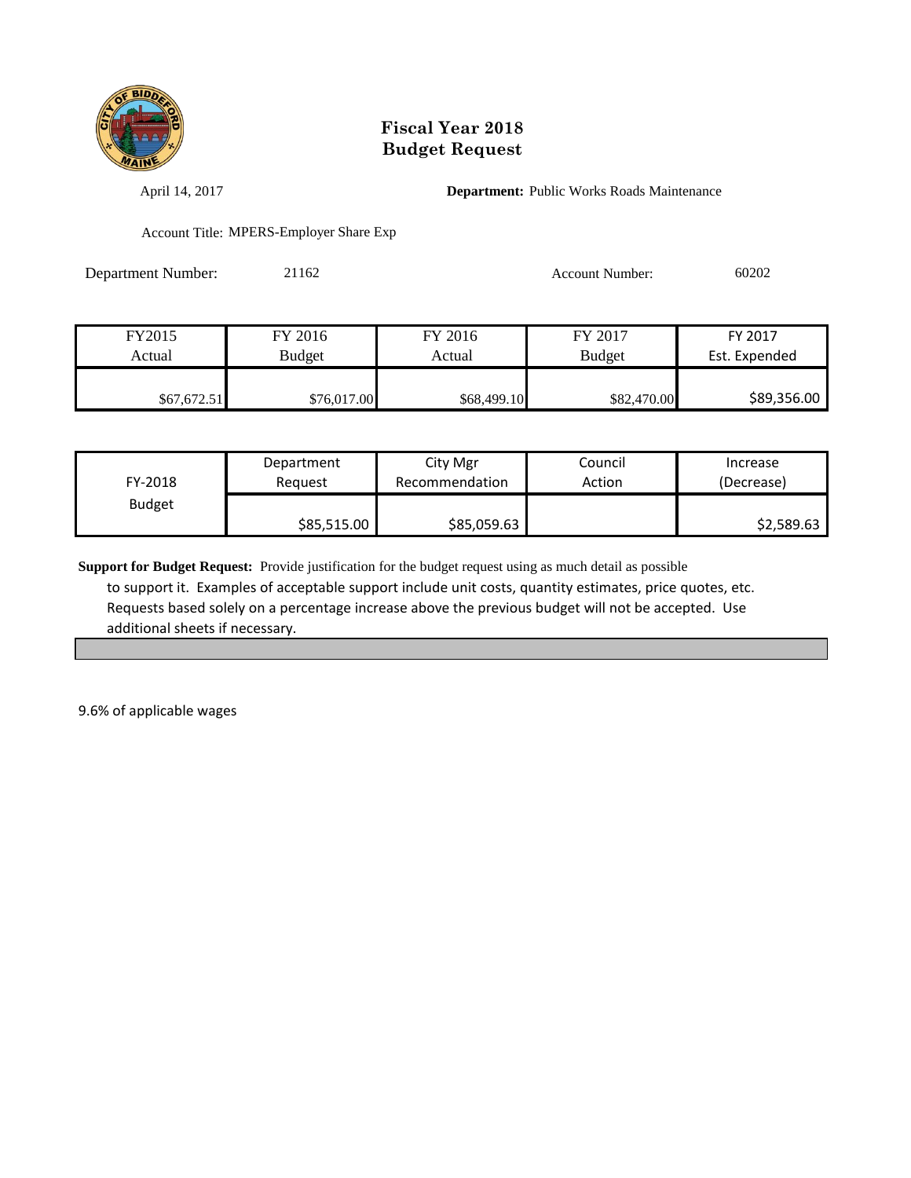# Fiscal Year 2018
# Budget Request

April 14, 2017

**Department:** Public Works Roads Maintenance

Account Title: MPERS-Employer Share Exp

Department Number: 21162

Account Number: 60202

| FY2015 Actual | FY 2016 Budget | FY 2016 Actual | FY 2017 Budget | FY 2017 Est. Expended |
|---|---|---|---|---|
| $67,672.51 | $76,017.00 | $68,499.10 | $82,470.00 | $89,356.00 |

| FY-2018 Budget | Department Request | City Mgr Recommendation | Council Action | Increase (Decrease) |
|---|---|---|---|---|
| | $85,515.00 | $85,059.63 | | $2,589.63 |

**Support for Budget Request:** Provide justification for the budget request using as much detail as possible to support it. Examples of acceptable support include unit costs, quantity estimates, price quotes, etc. Requests based solely on a percentage increase above the previous budget will not be accepted. Use additional sheets if necessary.

9.6% of applicable wages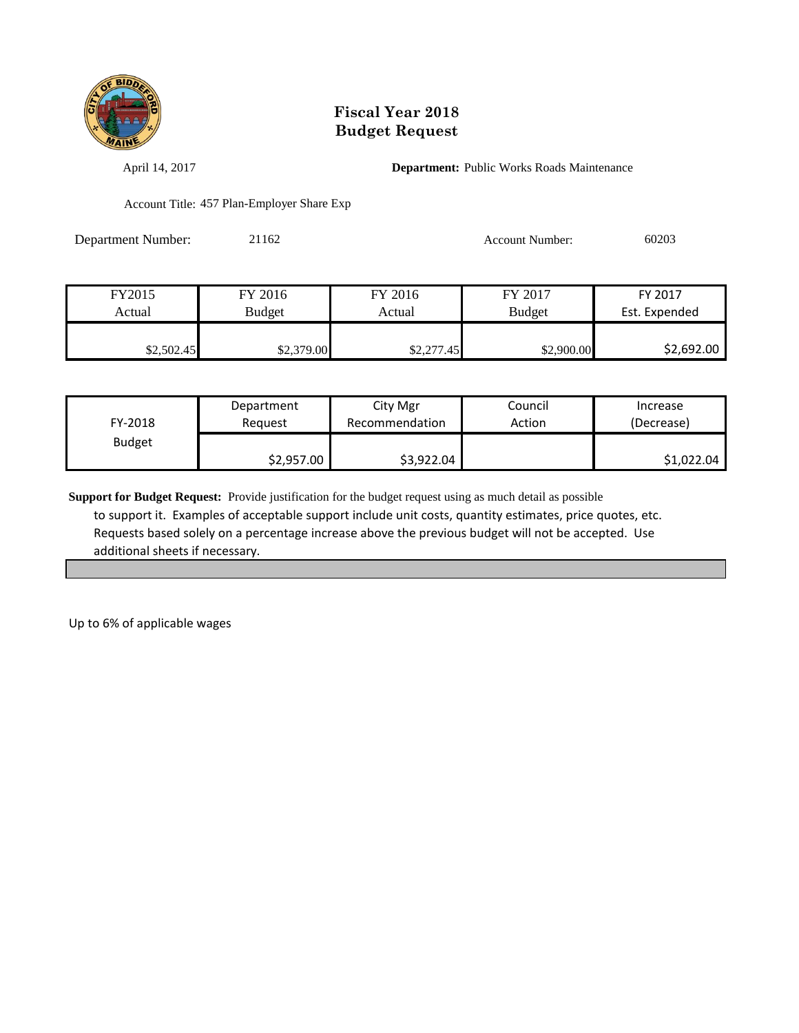# Fiscal Year 2018
# Budget Request

April 14, 2017

**Department:** Public Works Roads Maintenance

Account Title: 457 Plan-Employer Share Exp

Department Number: 21162

Account Number: 60203

| FY2015 Actual | FY 2016 Budget | FY 2016 Actual | FY 2017 Budget | FY 2017 Est. Expended |
|---|---|---|---|---|
| $2,502.45 | $2,379.00 | $2,277.45 | $2,900.00 | $2,692.00 |

| FY-2018 Budget | Department Request | City Mgr Recommendation | Council Action | Increase (Decrease) |
|---|---|---|---|---|
| | $2,957.00 | $3,922.04 | | $1,022.04 |

**Support for Budget Request:** Provide justification for the budget request using as much detail as possible to support it. Examples of acceptable support include unit costs, quantity estimates, price quotes, etc. Requests based solely on a percentage increase above the previous budget will not be accepted. Use additional sheets if necessary.

Up to 6% of applicable wages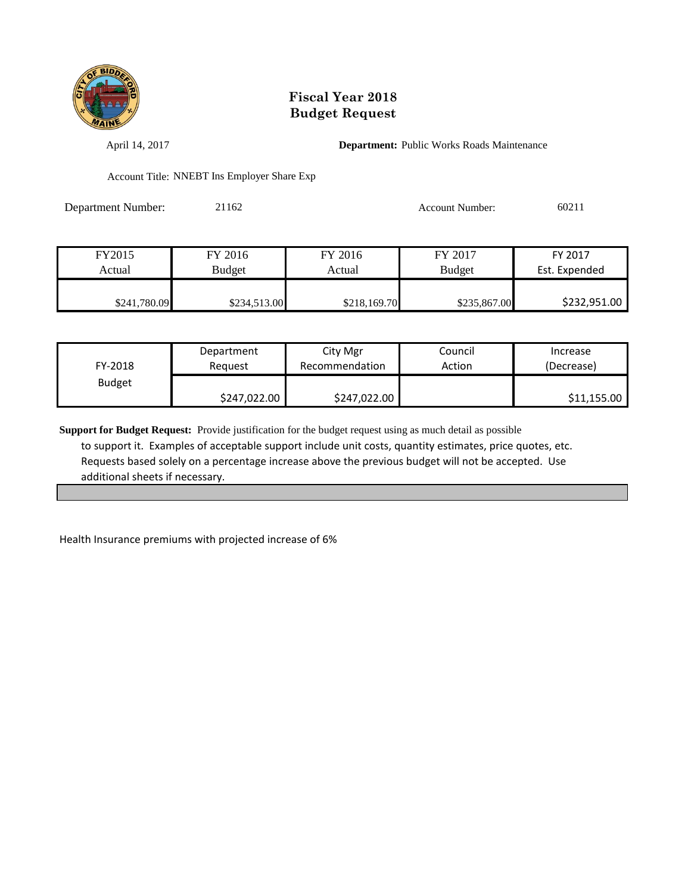# Fiscal Year 2018
# Budget Request

April 14, 2017

**Department:** Public Works Roads Maintenance

Account Title: NNEBT Ins Employer Share Exp

Department Number: 21162

Account Number: 60211

| FY2015 Actual | FY 2016 Budget | FY 2016 Actual | FY 2017 Budget | FY 2017 Est. Expended |
|---|---|---|---|---|
| $241,780.09 | $234,513.00 | $218,169.70 | $235,867.00 | $232,951.00 |

| FY-2018 Budget | Department Request | City Mgr Recommendation | Council Action | Increase (Decrease) |
|---|---|---|---|---|
| | $247,022.00 | $247,022.00 | | $11,155.00 |

**Support for Budget Request:** Provide justification for the budget request using as much detail as possible to support it. Examples of acceptable support include unit costs, quantity estimates, price quotes, etc. Requests based solely on a percentage increase above the previous budget will not be accepted. Use additional sheets if necessary.

Health Insurance premiums with projected increase of 6%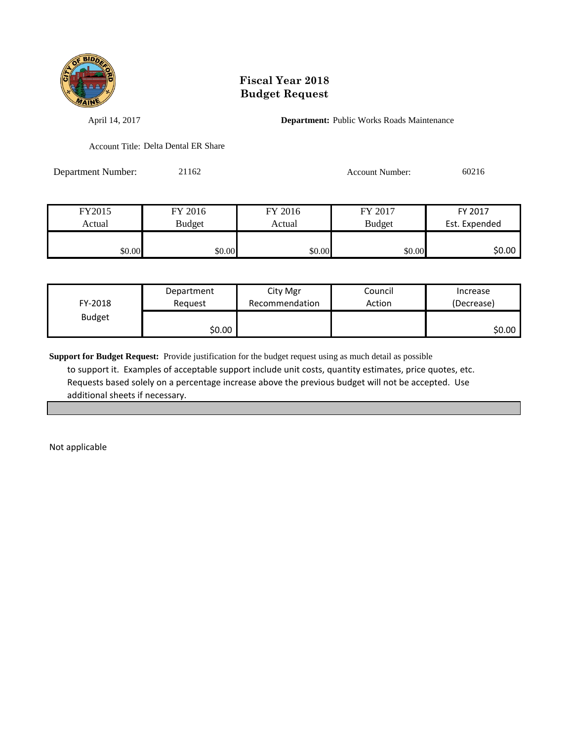# Fiscal Year 2018
# Budget Request

April 14, 2017

**Department:** Public Works Roads Maintenance

Account Title: Delta Dental ER Share

Department Number: 21162

Account Number: 60216

| FY2015 Actual | FY 2016 Budget | FY 2016 Actual | FY 2017 Budget | FY 2017 Est. Expended |
|---|---|---|---|---|
| $0.00 | $0.00 | $0.00 | $0.00 | $0.00 |

| FY-2018 Budget | Department Request | City Mgr Recommendation | Council Action | Increase (Decrease) |
|---|---|---|---|---|
| | $0.00 | | | $0.00 |

**Support for Budget Request:** Provide justification for the budget request using as much detail as possible to support it. Examples of acceptable support include unit costs, quantity estimates, price quotes, etc. Requests based solely on a percentage increase above the previous budget will not be accepted. Use additional sheets if necessary.

Not applicable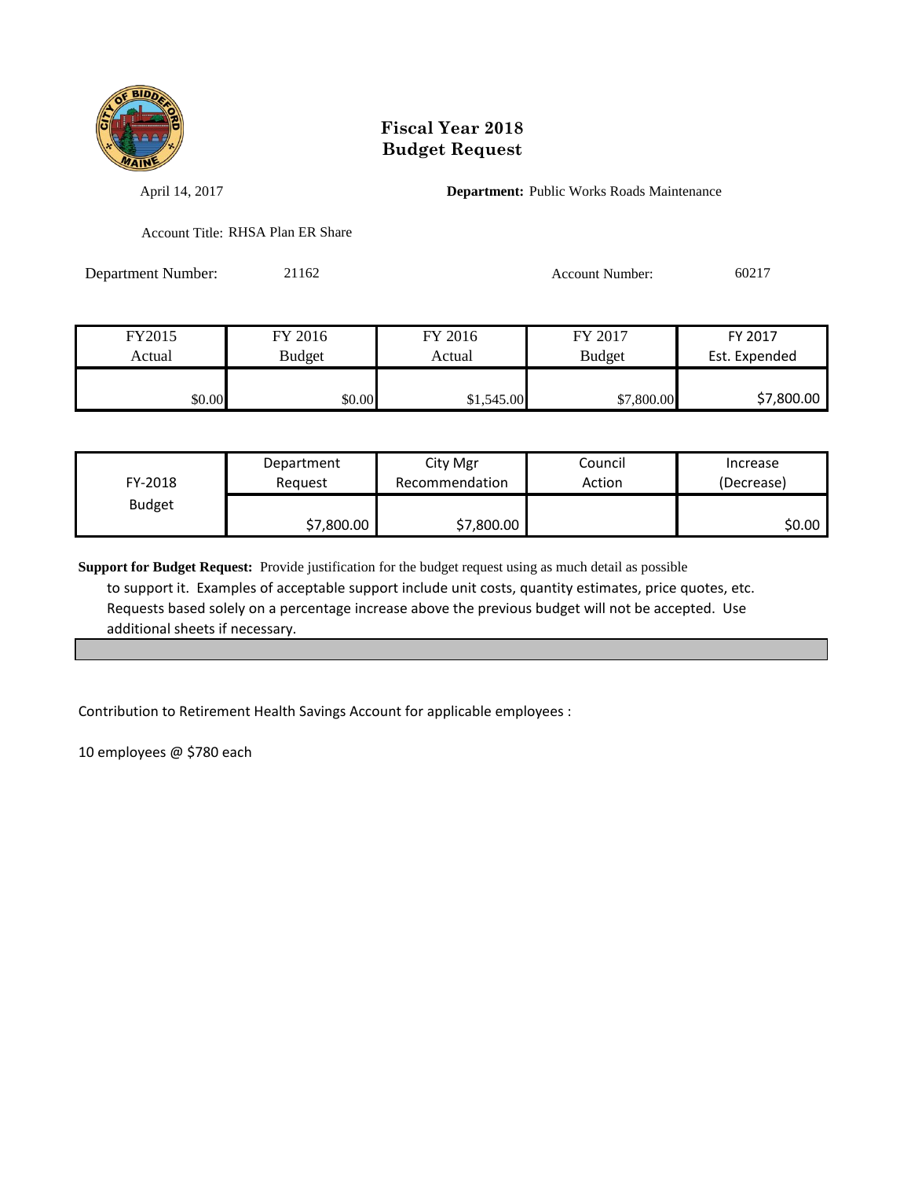# Fiscal Year 2018
# Budget Request

April 14, 2017

**Department:** Public Works Roads Maintenance

Account Title: RHSA Plan ER Share

Department Number: 21162

Account Number: 60217

| FY2015 Actual | FY 2016 Budget | FY 2016 Actual | FY 2017 Budget | FY 2017 Est. Expended |
|---|---|---|---|---|
| $0.00 | $0.00 | $1,545.00 | $7,800.00 | $7,800.00 |

| FY-2018 Budget | Department Request | City Mgr Recommendation | Council Action | Increase (Decrease) |
|---|---|---|---|---|
| | $7,800.00 | $7,800.00 | | $0.00 |

**Support for Budget Request:** Provide justification for the budget request using as much detail as possible to support it. Examples of acceptable support include unit costs, quantity estimates, price quotes, etc. Requests based solely on a percentage increase above the previous budget will not be accepted. Use additional sheets if necessary.

Contribution to Retirement Health Savings Account for applicable employees :

10 employees @ $780 each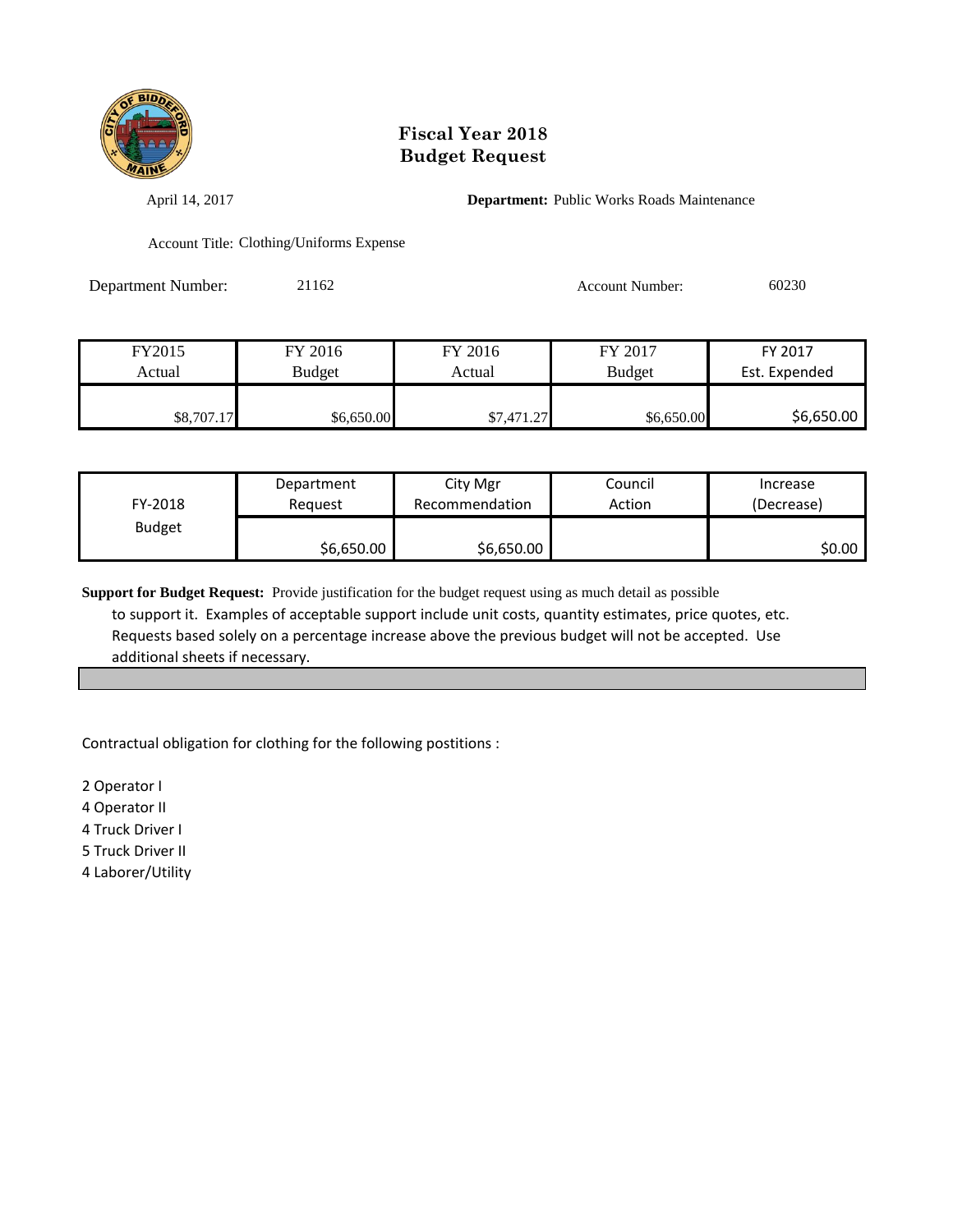# Fiscal Year 2018
# Budget Request

April 14, 2017

**Department:** Public Works Roads Maintenance

Account Title: Clothing/Uniforms Expense

Department Number: 21162

Account Number: 60230

| FY2015 Actual | FY 2016 Budget | FY 2016 Actual | FY 2017 Budget | FY 2017 Est. Expended |
|---|---|---|---|---|
| $8,707.17 | $6,650.00 | $7,471.27 | $6,650.00 | $6,650.00 |

| FY-2018 Budget | Department Request | City Mgr Recommendation | Council Action | Increase (Decrease) |
|---|---|---|---|---|
| | $6,650.00 | $6,650.00 | | $0.00 |

**Support for Budget Request:** Provide justification for the budget request using as much detail as possible to support it. Examples of acceptable support include unit costs, quantity estimates, price quotes, etc. Requests based solely on a percentage increase above the previous budget will not be accepted. Use additional sheets if necessary.

Contractual obligation for clothing for the following postitions :

2 Operator I
4 Operator II
4 Truck Driver I
5 Truck Driver II
4 Laborer/Utility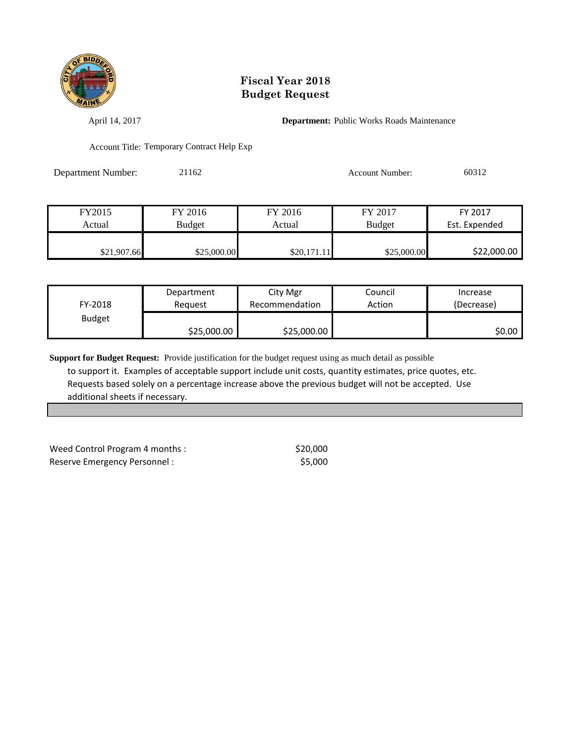# Fiscal Year 2018
# Budget Request

April 14, 2017

**Department:** Public Works Roads Maintenance

Account Title: Temporary Contract Help Exp

Department Number: 21162

Account Number: 60312

| FY2015 Actual | FY 2016 Budget | FY 2016 Actual | FY 2017 Budget | FY 2017 Est. Expended |
|---|---|---|---|---|
| $21,907.66 | $25,000.00 | $20,171.11 | $25,000.00 | $22,000.00 |

| FY-2018 Budget | Department Request | City Mgr Recommendation | Council Action | Increase (Decrease) |
|---|---|---|---|---|
| | $25,000.00 | $25,000.00 | | $0.00 |

**Support for Budget Request:** Provide justification for the budget request using as much detail as possible to support it. Examples of acceptable support include unit costs, quantity estimates, price quotes, etc. Requests based solely on a percentage increase above the previous budget will not be accepted. Use additional sheets if necessary.

| | |
|---|---|
| Weed Control Program 4 months : | $20,000 |
| Reserve Emergency Personnel : | $5,000 |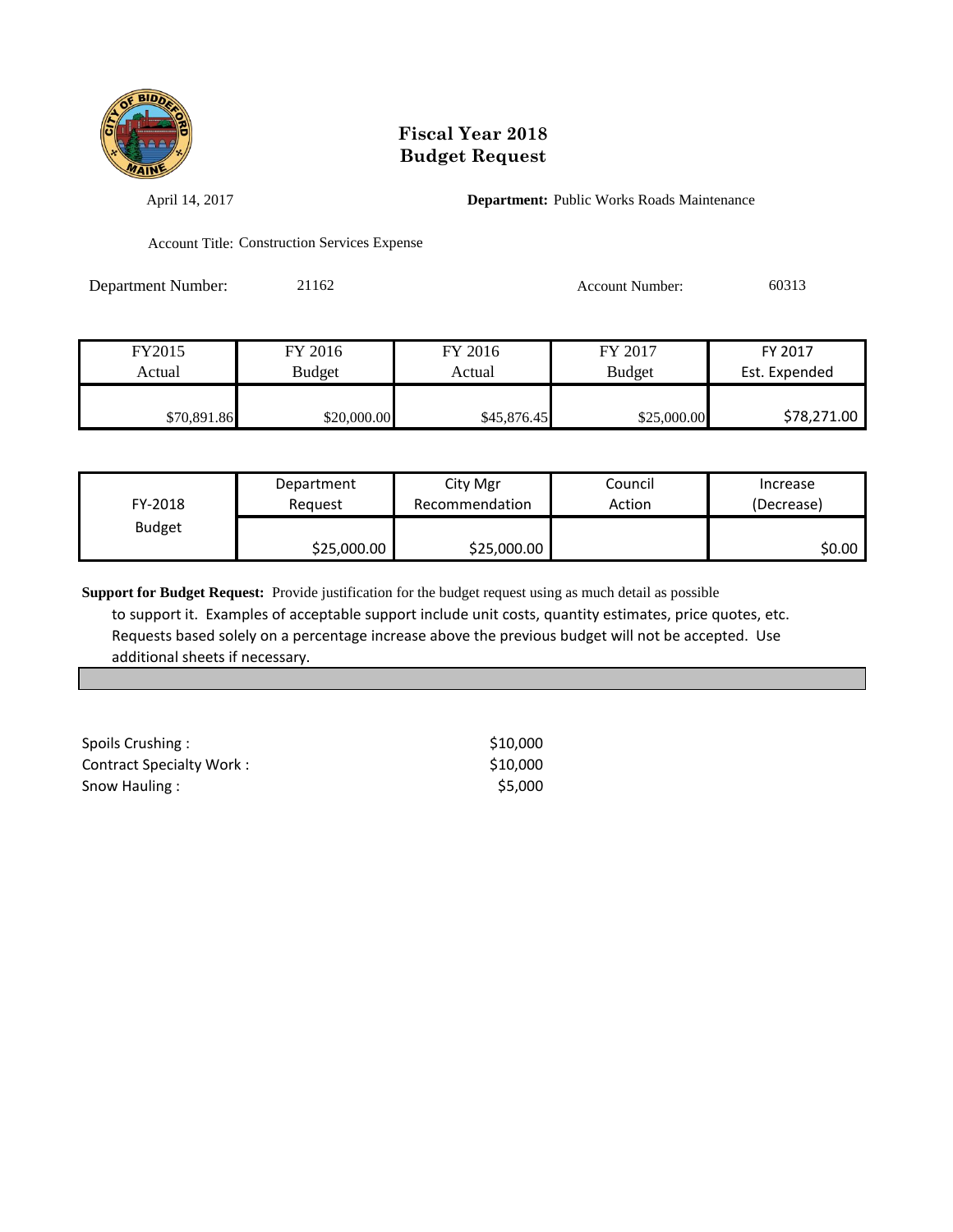# Fiscal Year 2018
# Budget Request

April 14, 2017

**Department:** Public Works Roads Maintenance

Account Title: Construction Services Expense

Department Number: 21162

Account Number: 60313

| FY2015 Actual | FY 2016 Budget | FY 2016 Actual | FY 2017 Budget | FY 2017 Est. Expended |
|---|---|---|---|---|
| $70,891.86 | $20,000.00 | $45,876.45 | $25,000.00 | $78,271.00 |

| FY-2018 Budget | Department Request | City Mgr Recommendation | Council Action | Increase (Decrease) |
|---|---|---|---|---|
| | $25,000.00 | $25,000.00 | | $0.00 |

**Support for Budget Request:** Provide justification for the budget request using as much detail as possible to support it. Examples of acceptable support include unit costs, quantity estimates, price quotes, etc. Requests based solely on a percentage increase above the previous budget will not be accepted. Use additional sheets if necessary.

| | |
|---|---|
| Spoils Crushing : | $10,000 |
| Contract Specialty Work : | $10,000 |
| Snow Hauling : | $5,000 |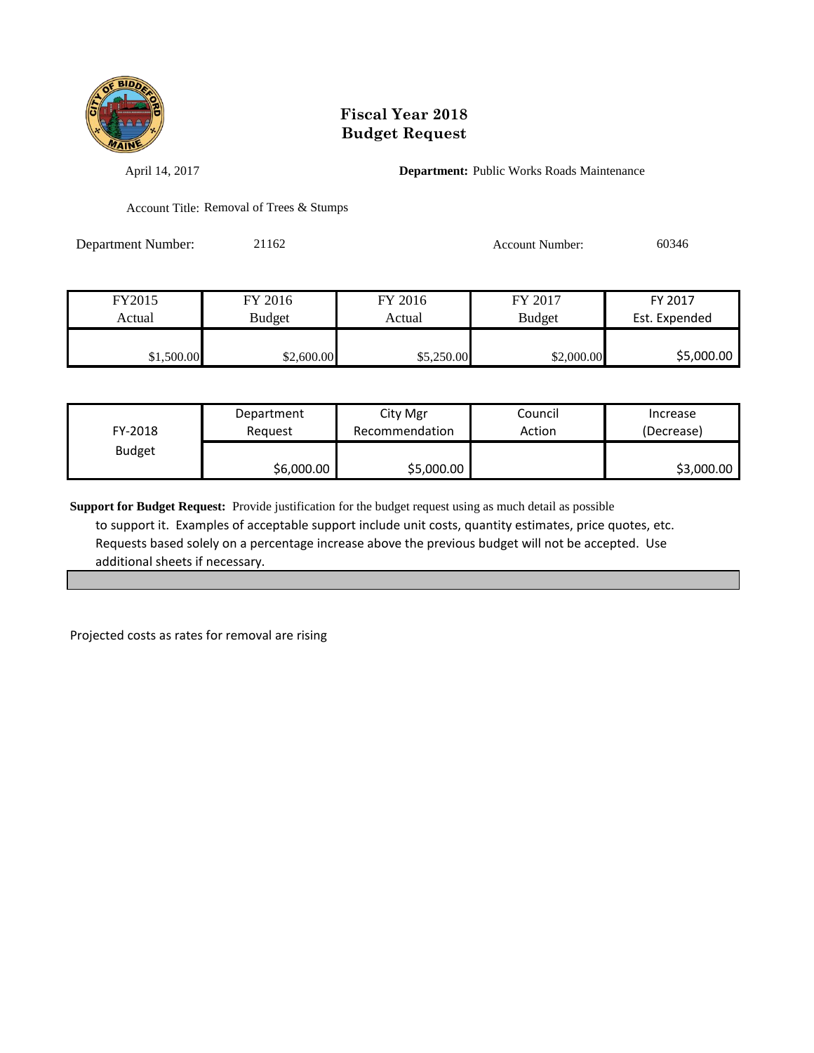# Fiscal Year 2018
# Budget Request

April 14, 2017 **Department:** Public Works Roads Maintenance

Account Title: Removal of Trees & Stumps

Department Number: 21162 Account Number: 60346

| FY2015 Actual | FY 2016 Budget | FY 2016 Actual | FY 2017 Budget | FY 2017 Est. Expended |
|---|---|---|---|---|
| $1,500.00 | $2,600.00 | $5,250.00 | $2,000.00 | $5,000.00 |

| FY-2018 Budget | Department Request | City Mgr Recommendation | Council Action | Increase (Decrease) |
|---|---|---|---|---|
| | $6,000.00 | $5,000.00 | | $3,000.00 |

**Support for Budget Request:** Provide justification for the budget request using as much detail as possible to support it. Examples of acceptable support include unit costs, quantity estimates, price quotes, etc. Requests based solely on a percentage increase above the previous budget will not be accepted. Use additional sheets if necessary.

Projected costs as rates for removal are rising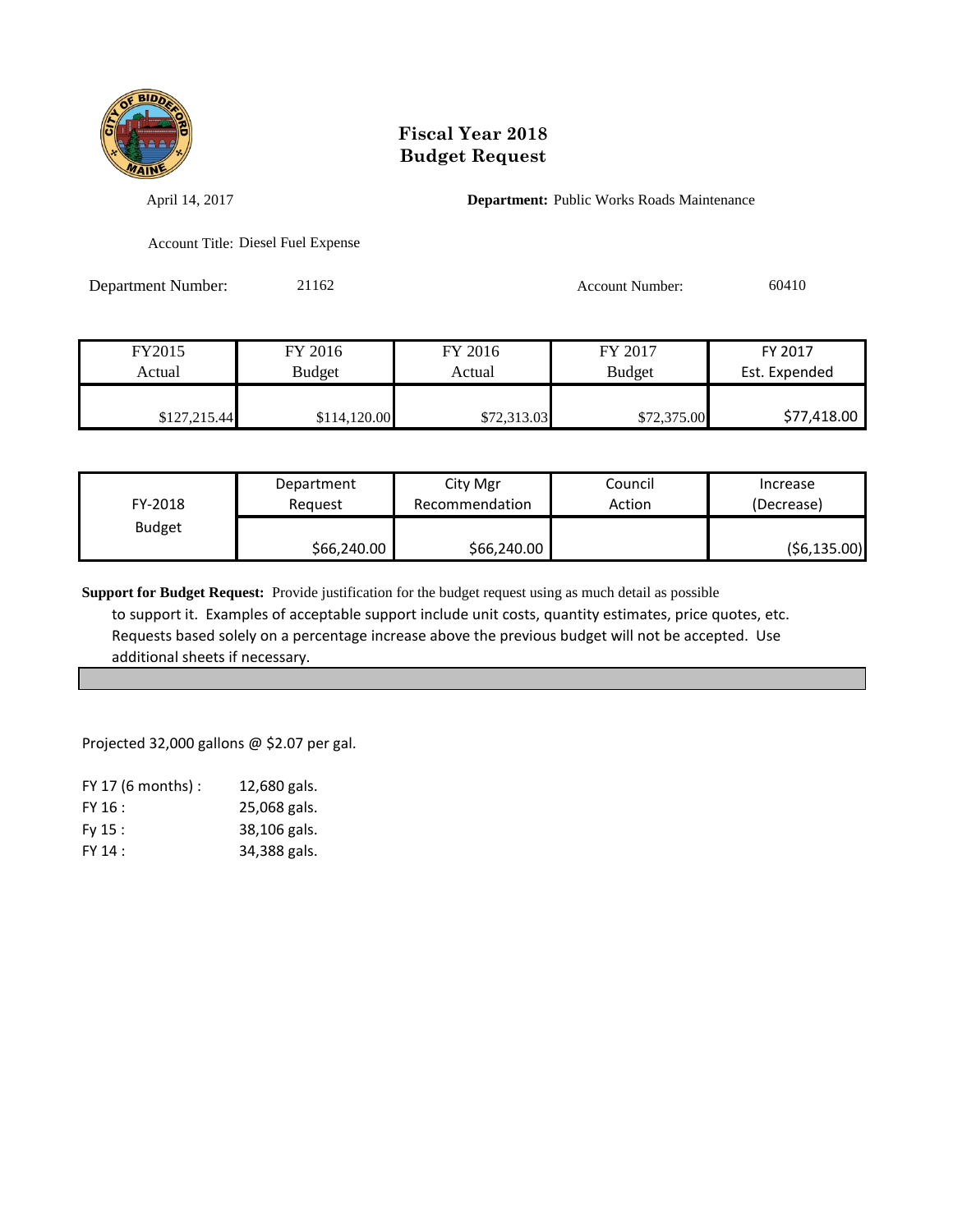# Fiscal Year 2018
# Budget Request

April 14, 2017

**Department:** Public Works Roads Maintenance

Account Title: Diesel Fuel Expense

Department Number: 21162

Account Number: 60410

| FY2015 Actual | FY 2016 Budget | FY 2016 Actual | FY 2017 Budget | FY 2017 Est. Expended |
|---|---|---|---|---|
| $127,215.44 | $114,120.00 | $72,313.03 | $72,375.00 | $77,418.00 |

| FY-2018 Budget | Department Request | City Mgr Recommendation | Council Action | Increase (Decrease) |
|---|---|---|---|---|
| | $66,240.00 | $66,240.00 | | ($6,135.00) |

**Support for Budget Request:** Provide justification for the budget request using as much detail as possible to support it. Examples of acceptable support include unit costs, quantity estimates, price quotes, etc. Requests based solely on a percentage increase above the previous budget will not be accepted. Use additional sheets if necessary.

Projected 32,000 gallons @ $2.07 per gal.

| | |
|---|---|
| FY 17 (6 months) : | 12,680 gals. |
| FY 16 : | 25,068 gals. |
| Fy 15 : | 38,106 gals. |
| FY 14 : | 34,388 gals. |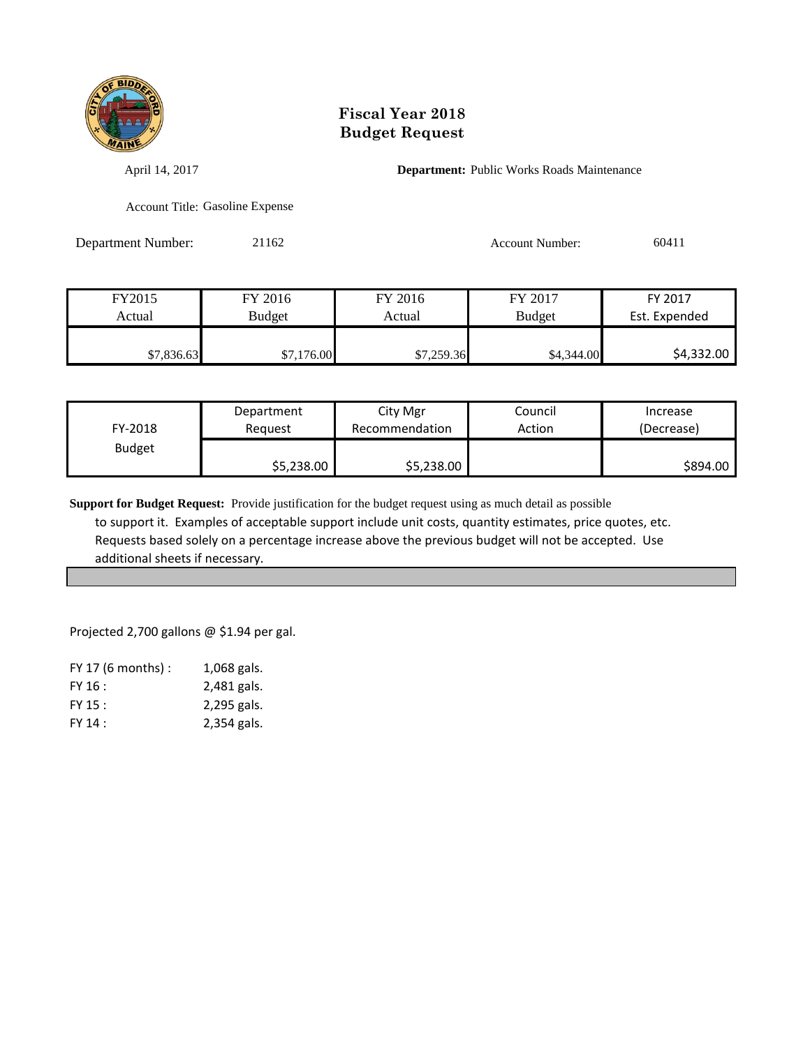# Fiscal Year 2018
# Budget Request

April 14, 2017

**Department:** Public Works Roads Maintenance

Account Title: Gasoline Expense

Department Number: 21162

Account Number: 60411

| FY2015 Actual | FY 2016 Budget | FY 2016 Actual | FY 2017 Budget | FY 2017 Est. Expended |
|---|---|---|---|---|
| $7,836.63 | $7,176.00 | $7,259.36 | $4,344.00 | $4,332.00 |

| FY-2018 Budget | Department Request | City Mgr Recommendation | Council Action | Increase (Decrease) |
|---|---|---|---|---|
| | $5,238.00 | $5,238.00 | | $894.00 |

**Support for Budget Request:** Provide justification for the budget request using as much detail as possible to support it. Examples of acceptable support include unit costs, quantity estimates, price quotes, etc. Requests based solely on a percentage increase above the previous budget will not be accepted. Use additional sheets if necessary.

Projected 2,700 gallons @ $1.94 per gal.

| | |
|---|---|
| FY 17 (6 months) : | 1,068 gals. |
| FY 16 : | 2,481 gals. |
| FY 15 : | 2,295 gals. |
| FY 14 : | 2,354 gals. |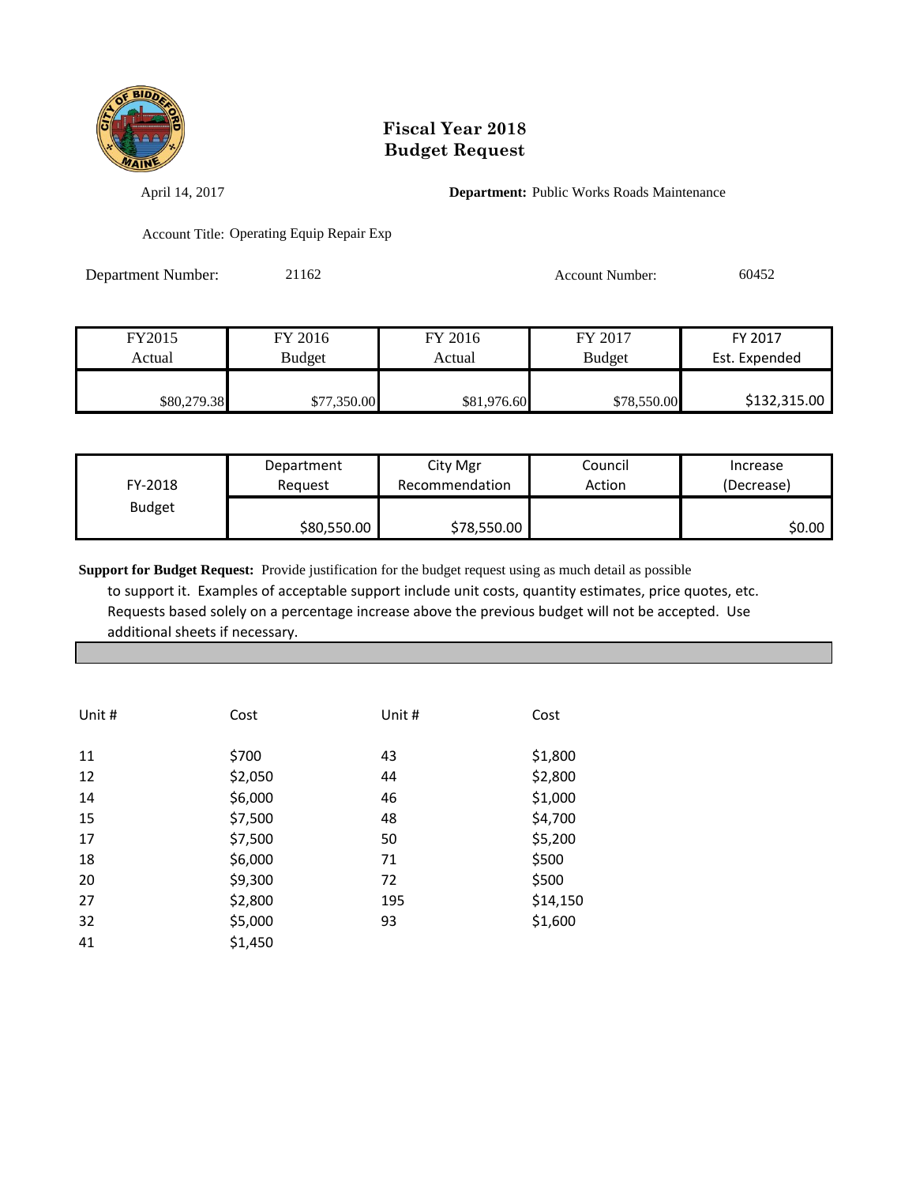# Fiscal Year 2018
# Budget Request

April 14, 2017

**Department:** Public Works Roads Maintenance

Account Title: Operating Equip Repair Exp

Department Number: 21162

Account Number: 60452

| FY2015 Actual | FY 2016 Budget | FY 2016 Actual | FY 2017 Budget | FY 2017 Est. Expended |
|---|---|---|---|---|
| $80,279.38 | $77,350.00 | $81,976.60 | $78,550.00 | $132,315.00 |

| FY-2018 Budget | Department Request | City Mgr Recommendation | Council Action | Increase (Decrease) |
|---|---|---|---|---|
| | $80,550.00 | $78,550.00 | | $0.00 |

**Support for Budget Request:** Provide justification for the budget request using as much detail as possible to support it. Examples of acceptable support include unit costs, quantity estimates, price quotes, etc. Requests based solely on a percentage increase above the previous budget will not be accepted. Use additional sheets if necessary.

| Unit # | Cost | Unit # | Cost |
|---|---|---|---|
| 11 | $700 | 43 | $1,800 |
| 12 | $2,050 | 44 | $2,800 |
| 14 | $6,000 | 46 | $1,000 |
| 15 | $7,500 | 48 | $4,700 |
| 17 | $7,500 | 50 | $5,200 |
| 18 | $6,000 | 71 | $500 |
| 20 | $9,300 | 72 | $500 |
| 27 | $2,800 | 195 | $14,150 |
| 32 | $5,000 | 93 | $1,600 |
| 41 | $1,450 | | |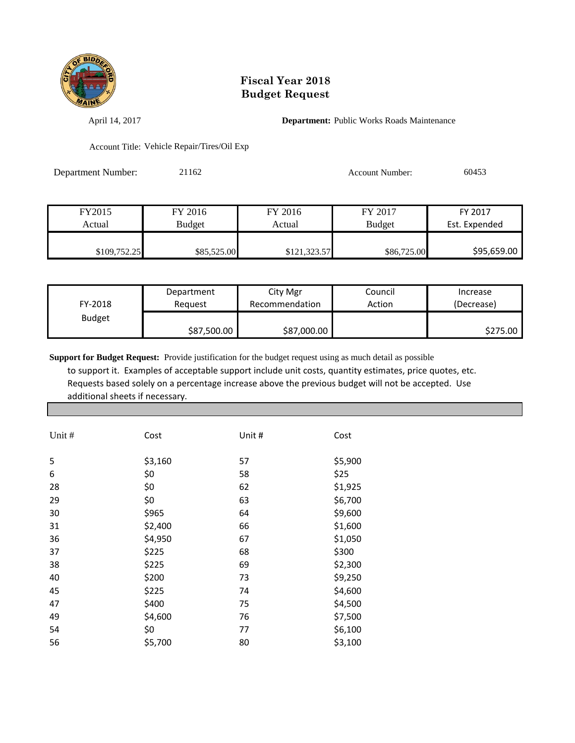# Fiscal Year 2018
# Budget Request

April 14, 2017

**Department:** Public Works Roads Maintenance

Account Title: Vehicle Repair/Tires/Oil Exp

Department Number: 21162

Account Number: 60453

| FY2015 Actual | FY 2016 Budget | FY 2016 Actual | FY 2017 Budget | FY 2017 Est. Expended |
|---|---|---|---|---|
| $109,752.25 | $85,525.00 | $121,323.57 | $86,725.00 | $95,659.00 |

| FY-2018 Budget | Department Request | City Mgr Recommendation | Council Action | Increase (Decrease) |
|---|---|---|---|---|
| | $87,500.00 | $87,000.00 | | $275.00 |

**Support for Budget Request:** Provide justification for the budget request using as much detail as possible to support it. Examples of acceptable support include unit costs, quantity estimates, price quotes, etc. Requests based solely on a percentage increase above the previous budget will not be accepted. Use additional sheets if necessary.

| Unit # | Cost | Unit # | Cost |
|---|---|---|---|
| 5 | $3,160 | 57 | $5,900 |
| 6 | $0 | 58 | $25 |
| 28 | $0 | 62 | $1,925 |
| 29 | $0 | 63 | $6,700 |
| 30 | $965 | 64 | $9,600 |
| 31 | $2,400 | 66 | $1,600 |
| 36 | $4,950 | 67 | $1,050 |
| 37 | $225 | 68 | $300 |
| 38 | $225 | 69 | $2,300 |
| 40 | $200 | 73 | $9,250 |
| 45 | $225 | 74 | $4,600 |
| 47 | $400 | 75 | $4,500 |
| 49 | $4,600 | 76 | $7,500 |
| 54 | $0 | 77 | $6,100 |
| 56 | $5,700 | 80 | $3,100 |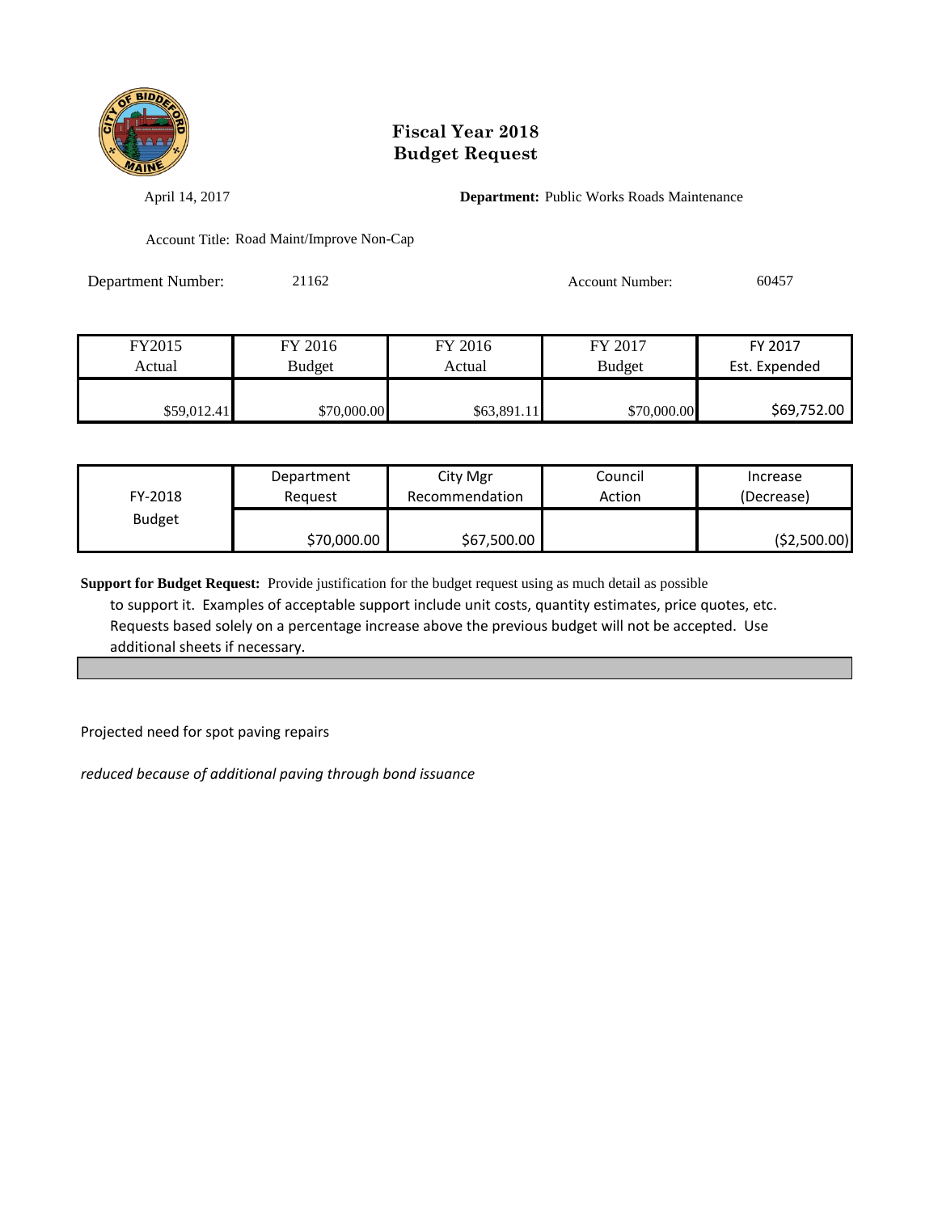# Fiscal Year 2018
# Budget Request

April 14, 2017

**Department:** Public Works Roads Maintenance

Account Title: Road Maint/Improve Non-Cap

Department Number: 21162

Account Number: 60457

| FY2015 Actual | FY 2016 Budget | FY 2016 Actual | FY 2017 Budget | FY 2017 Est. Expended |
|---|---|---|---|---|
| $59,012.41 | $70,000.00 | $63,891.11 | $70,000.00 | $69,752.00 |

| FY-2018 Budget | Department Request | City Mgr Recommendation | Council Action | Increase (Decrease) |
|---|---|---|---|---|
| | $70,000.00 | $67,500.00 | | ($2,500.00) |

**Support for Budget Request:** Provide justification for the budget request using as much detail as possible to support it. Examples of acceptable support include unit costs, quantity estimates, price quotes, etc. Requests based solely on a percentage increase above the previous budget will not be accepted. Use additional sheets if necessary.

Projected need for spot paving repairs

*reduced because of additional paving through bond issuance*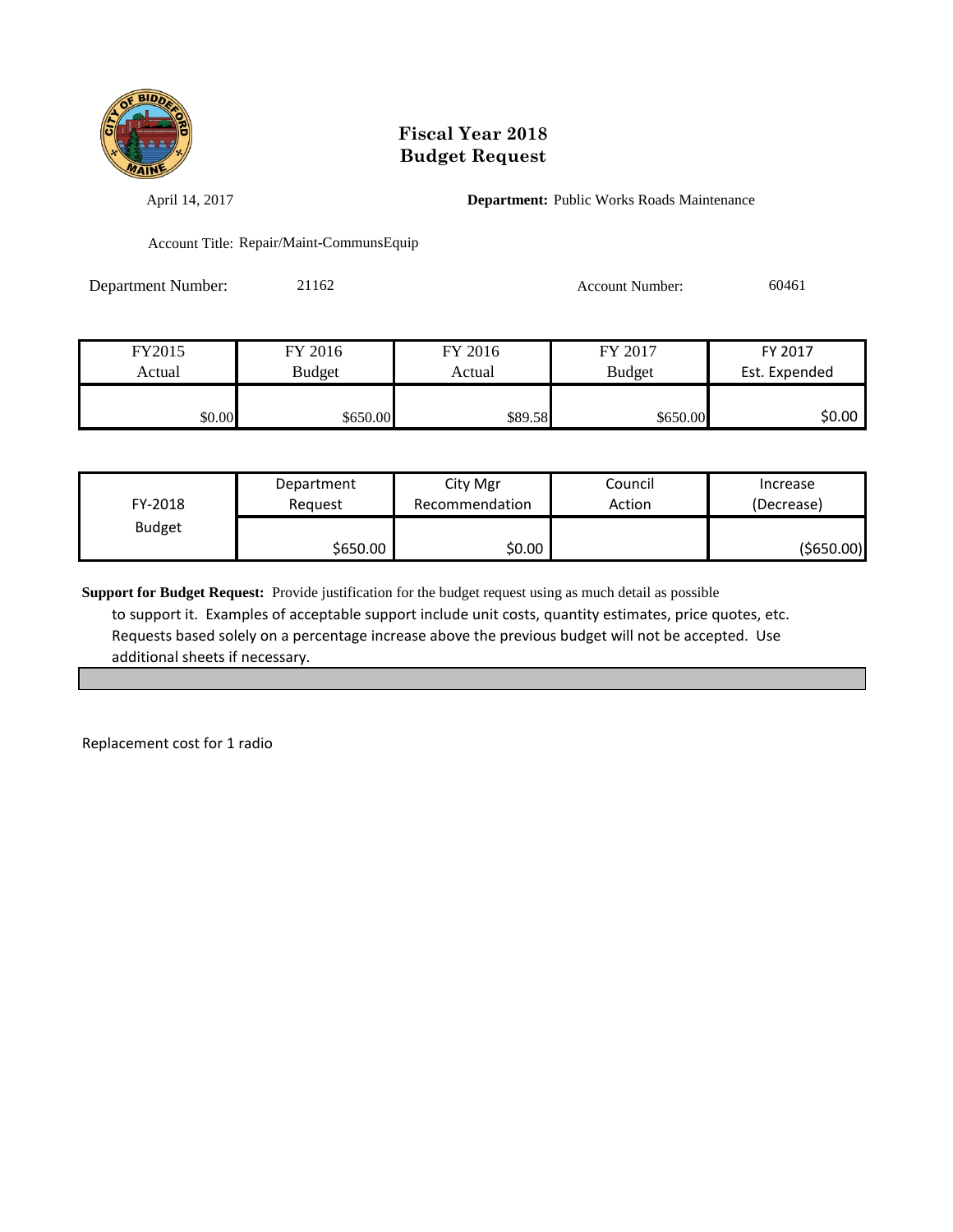# Fiscal Year 2018
# Budget Request

April 14, 2017

**Department:** Public Works Roads Maintenance

Account Title: Repair/Maint-CommunsEquip

Department Number: 21162

Account Number: 60461

| FY2015 Actual | FY 2016 Budget | FY 2016 Actual | FY 2017 Budget | FY 2017 Est. Expended |
|---|---|---|---|---|
| $0.00 | $650.00 | $89.58 | $650.00 | $0.00 |

| FY-2018 Budget | Department Request | City Mgr Recommendation | Council Action | Increase (Decrease) |
|---|---|---|---|---|
| | $650.00 | $0.00 | | ($650.00) |

**Support for Budget Request:** Provide justification for the budget request using as much detail as possible to support it. Examples of acceptable support include unit costs, quantity estimates, price quotes, etc. Requests based solely on a percentage increase above the previous budget will not be accepted. Use additional sheets if necessary.

Replacement cost for 1 radio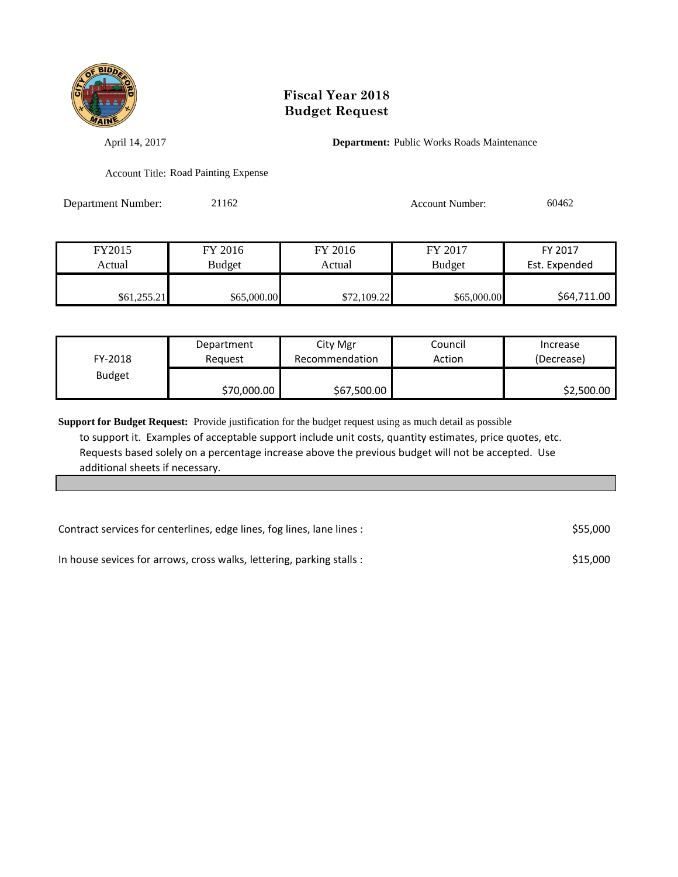# Fiscal Year 2018
# Budget Request

April 14, 2017

**Department:** Public Works Roads Maintenance

Account Title: Road Painting Expense

Department Number: 21162

Account Number: 60462

| FY2015 Actual | FY 2016 Budget | FY 2016 Actual | FY 2017 Budget | FY 2017 Est. Expended |
|---|---|---|---|---|
| $61,255.21 | $65,000.00 | $72,109.22 | $65,000.00 | $64,711.00 |

| FY-2018 Budget | Department Request | City Mgr Recommendation | Council Action | Increase (Decrease) |
|---|---|---|---|---|
| | $70,000.00 | $67,500.00 | | $2,500.00 |

**Support for Budget Request:** Provide justification for the budget request using as much detail as possible to support it. Examples of acceptable support include unit costs, quantity estimates, price quotes, etc. Requests based solely on a percentage increase above the previous budget will not be accepted. Use additional sheets if necessary.

| | |
|---|---|
| Contract services for centerlines, edge lines, fog lines, lane lines : | $55,000 |
| In house sevices for arrows, cross walks, lettering, parking stalls : | $15,000 |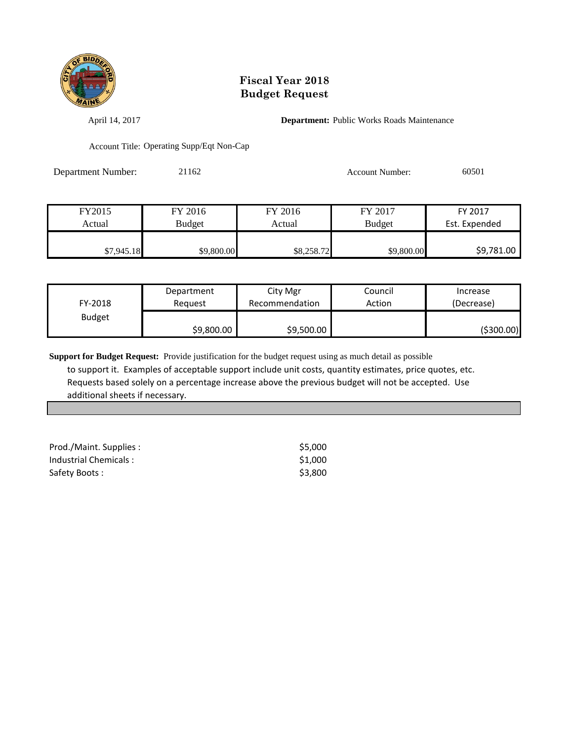# Fiscal Year 2018
# Budget Request

April 14, 2017

**Department:** Public Works Roads Maintenance

Account Title: Operating Supp/Eqt Non-Cap

Department Number: 21162

Account Number: 60501

| FY2015 Actual | FY 2016 Budget | FY 2016 Actual | FY 2017 Budget | FY 2017 Est. Expended |
|---|---|---|---|---|
| $7,945.18 | $9,800.00 | $8,258.72 | $9,800.00 | $9,781.00 |

| FY-2018 Budget | Department Request | City Mgr Recommendation | Council Action | Increase (Decrease) |
|---|---|---|---|---|
| | $9,800.00 | $9,500.00 | | ($300.00) |

**Support for Budget Request:** Provide justification for the budget request using as much detail as possible to support it. Examples of acceptable support include unit costs, quantity estimates, price quotes, etc. Requests based solely on a percentage increase above the previous budget will not be accepted. Use additional sheets if necessary.

| | |
|---|---|
| Prod./Maint. Supplies : | $5,000 |
| Industrial Chemicals : | $1,000 |
| Safety Boots : | $3,800 |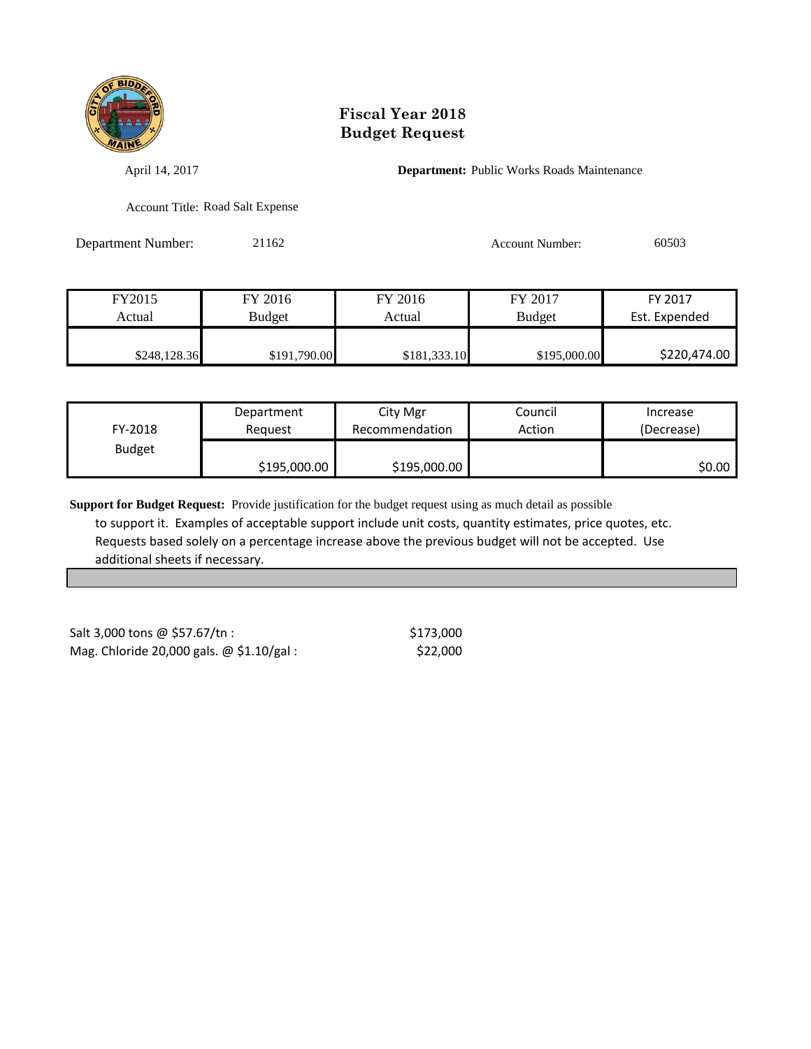# Fiscal Year 2018
# Budget Request

April 14, 2017

**Department:** Public Works Roads Maintenance

Account Title: Road Salt Expense

Department Number: 21162

Account Number: 60503

| FY2015 Actual | FY 2016 Budget | FY 2016 Actual | FY 2017 Budget | FY 2017 Est. Expended |
|---|---|---|---|---|
| $248,128.36 | $191,790.00 | $181,333.10 | $195,000.00 | $220,474.00 |

| FY-2018 Budget | Department Request | City Mgr Recommendation | Council Action | Increase (Decrease) |
|---|---|---|---|---|
| | $195,000.00 | $195,000.00 | | $0.00 |

**Support for Budget Request:** Provide justification for the budget request using as much detail as possible to support it. Examples of acceptable support include unit costs, quantity estimates, price quotes, etc. Requests based solely on a percentage increase above the previous budget will not be accepted. Use additional sheets if necessary.

| | |
|---|---|
| Salt 3,000 tons @ $57.67/tn : | $173,000 |
| Mag. Chloride 20,000 gals. @ $1.10/gal : | $22,000 |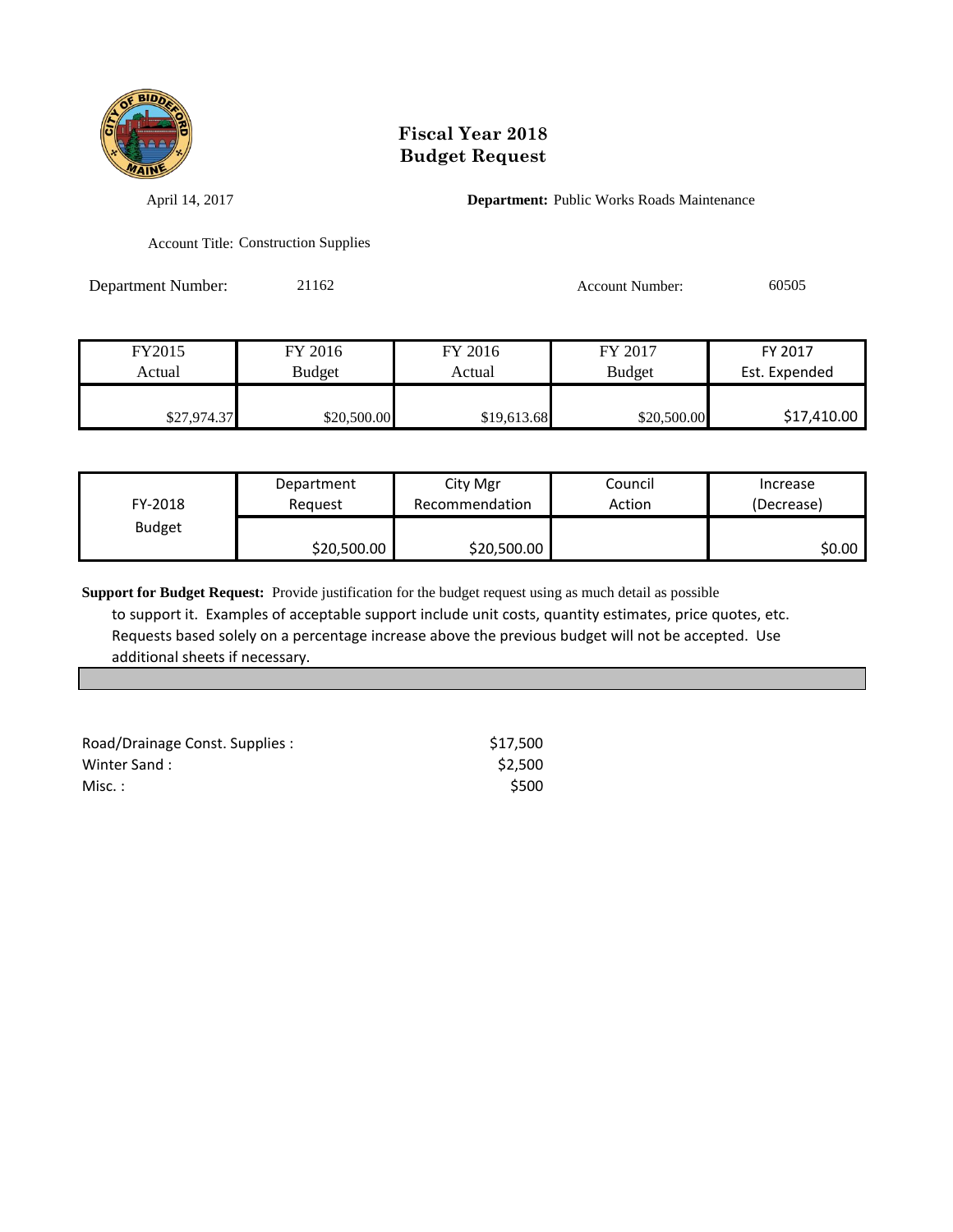# Fiscal Year 2018
# Budget Request

April 14, 2017

**Department:** Public Works Roads Maintenance

Account Title: Construction Supplies

Department Number: 21162

Account Number: 60505

| FY2015 Actual | FY 2016 Budget | FY 2016 Actual | FY 2017 Budget | FY 2017 Est. Expended |
|---|---|---|---|---|
| $27,974.37 | $20,500.00 | $19,613.68 | $20,500.00 | $17,410.00 |

| FY-2018 Budget | Department Request | City Mgr Recommendation | Council Action | Increase (Decrease) |
|---|---|---|---|---|
| | $20,500.00 | $20,500.00 | | $0.00 |

**Support for Budget Request:** Provide justification for the budget request using as much detail as possible to support it. Examples of acceptable support include unit costs, quantity estimates, price quotes, etc. Requests based solely on a percentage increase above the previous budget will not be accepted. Use additional sheets if necessary.

| | |
|---|---|
| Road/Drainage Const. Supplies : | $17,500 |
| Winter Sand : | $2,500 |
| Misc. : | $500 |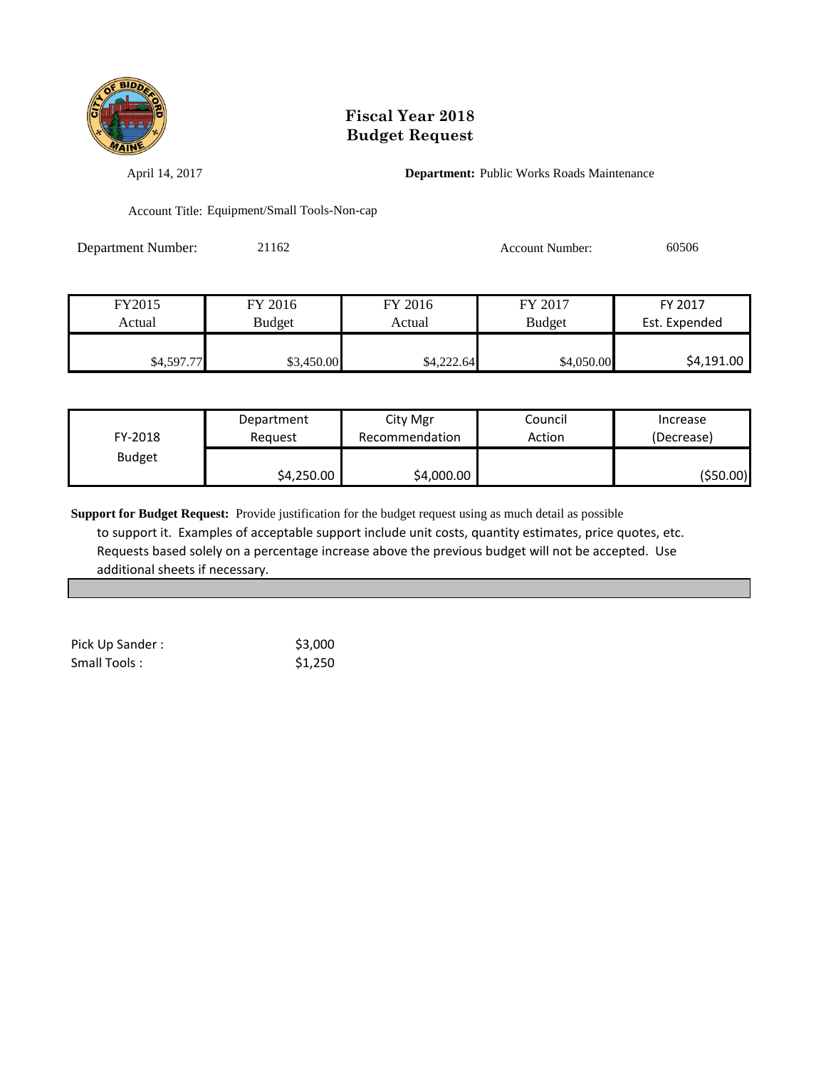# Fiscal Year 2018
# Budget Request

April 14, 2017

**Department:** Public Works Roads Maintenance

Account Title: Equipment/Small Tools-Non-cap

Department Number: 21162

Account Number: 60506

| FY2015 Actual | FY 2016 Budget | FY 2016 Actual | FY 2017 Budget | FY 2017 Est. Expended |
|---|---|---|---|---|
| $4,597.77 | $3,450.00 | $4,222.64 | $4,050.00 | $4,191.00 |

| FY-2018 Budget | Department Request | City Mgr Recommendation | Council Action | Increase (Decrease) |
|---|---|---|---|---|
| | $4,250.00 | $4,000.00 | | ($50.00) |

**Support for Budget Request:** Provide justification for the budget request using as much detail as possible to support it. Examples of acceptable support include unit costs, quantity estimates, price quotes, etc. Requests based solely on a percentage increase above the previous budget will not be accepted. Use additional sheets if necessary.

Pick Up Sander : $3,000
Small Tools : $1,250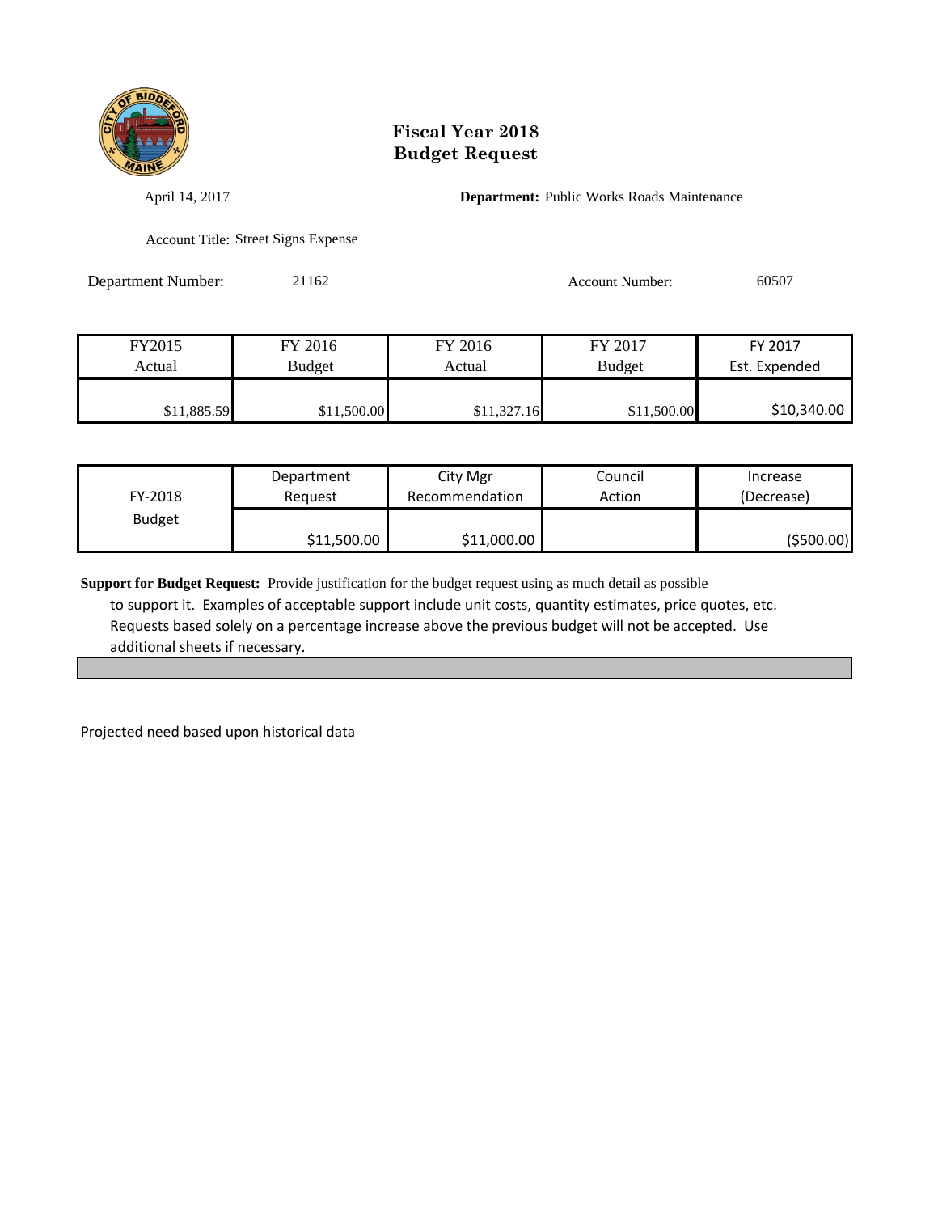# Fiscal Year 2018
# Budget Request

April 14, 2017

**Department:** Public Works Roads Maintenance

Account Title: Street Signs Expense

Department Number: 21162

Account Number: 60507

| FY2015 Actual | FY 2016 Budget | FY 2016 Actual | FY 2017 Budget | FY 2017 Est. Expended |
|---|---|---|---|---|
| $11,885.59 | $11,500.00 | $11,327.16 | $11,500.00 | $10,340.00 |

| FY-2018 Budget | Department Request | City Mgr Recommendation | Council Action | Increase (Decrease) |
|---|---|---|---|---|
| | $11,500.00 | $11,000.00 | | ($500.00) |

**Support for Budget Request:** Provide justification for the budget request using as much detail as possible to support it. Examples of acceptable support include unit costs, quantity estimates, price quotes, etc. Requests based solely on a percentage increase above the previous budget will not be accepted. Use additional sheets if necessary.

Projected need based upon historical data